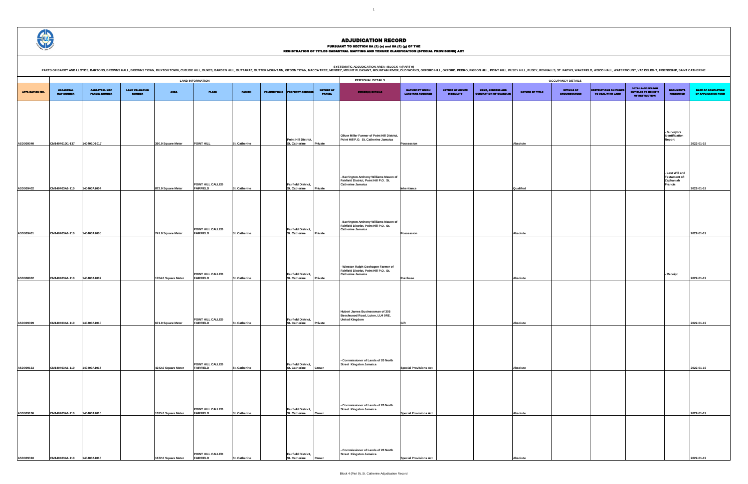# ADJUDICATION RECORD

**PURSUANT TO SECTION 8A (1) (e) and 8A (1) (g) OF THE**
**REGISTRATION OF TITLES CADASTRAL MAPPING AND TENURE CLARIFICATION (SPECIAL PROVISIONS) ACT**

**SYSTEMATIC ADJUDICATION AREA : BLOCK 4 (PART 9)**

PARTS OF BARRY AND LLOYDS, BARTONS, BROWNS HALL, BROWNS TOWN, BUXTON TOWN, CUDJOE HILL, DUXES, GARDEN HILL, GUTTARAZ, GUTTER MOUNTAIN, KITSON TOWN, MACCA TREE, MENDEZ, MOUNT PLEASANT, MOUNTAIN RIVER, OLD WORKS, OXFORD HILL, OXFORD, PEDRO, PIGEON HILL, POINT HILL, PUSEY HILL, PUSEY, RENNALLS, ST. FAITHS, WAKEFIELD, WOOD HALL, WATERMOUNT, VAZ DELIGHT, FRIENDSHIP, SAINT CATHERINE

| | LAND INFORMATION | | | | | | | | | PERSONAL DETAILS | OCCUPANCY DETAILS | | | | | | | | |
|---|---|---|---|---|---|---|---|---|---|---|---|---|---|---|---|---|---|---|---|
| APPLICATION NO. | CADASTRAL MAP NUMBER | CADASTRAL MAP PARCEL NUMBER | LAND VALUATION NUMBER | AREA | PLACE | PARISH | VOLUME/FOLIO | PROPERTY ADDRESS | NATURE OF PARCEL | OWNER(S) DETAILS | NATURE BY WHICH LAND WAS ACQUIRED | NATURE OF OWNER DISABILITY | NAME, ADDRESS AND OCCUPATION OF GUARDIAN | NATURE OF TITLE | DETAILS OF ENCUMBRANCES | RESTRICTIONS ON POWER TO DEAL WITH LAND | DETAILS OF PERSON ENTITLED TO BENEFIT OF RESTRICTION | DOCUMENTS PRESENTED | DATE OF COMPLETION OF APPLICATION FORM |
| ASD009040 | CM140401D1-137 | 140401D1017 | | 390.0 Square Meter | POINT HILL | St. Catherine | | Point Hill District, St. Catherine | Private | Oliver Miller Farmer of Point Hill District, Point Hill P.O. St. Catherine Jamaica | Possession | | | Absolute | | | | - Surveyors Identification Report | 2022-01-19 |
| ASD009402 | CM140403A1-110 | 140403A1004 | | 872.0 Square Meter | POINT HILL CALLED FAIRFIELD | St. Catherine | | Fairfield District, St. Catherine | Private | - Barrington Anthony Williams Mason of Fairfield District, Point Hill P.O. St. Catherine Jamaica | Inheritance | | | Qualified | | | | - Last Will and Testament of : Zephaniah Francis | 2022-01-19 |
| ASD009401 | CM140403A1-110 | 140403A1005 | | 741.0 Square Meter | POINT HILL CALLED FAIRFIELD | St. Catherine | | Fairfield District, St. Catherine | Private | - Barrington Anthony Williams Mason of Fairfield District, Point Hill P.O. St. Catherine Jamaica | Possession | | | Absolute | | | | | 2022-01-19 |
| ASD008862 | CM140403A1-110 | 140403A1007 | | 1764.0 Square Meter | POINT HILL CALLED FAIRFIELD | St. Catherine | | Fairfield District, St. Catherine | Private | - Winston Ralph Geohagen Farmer of Fairfield District, Point Hill P.O. St. Catherine Jamaica | Purchase | | | Absolute | | | | - Receipt | 2022-01-19 |
| ASD009399 | CM140403A1-110 | 140403A1010 | | 671.0 Square Meter | POINT HILL CALLED FAIRFIELD | St. Catherine | | Fairfield District, St. Catherine | Private | Hubert James Businessman of 305 Beechwood Road, Luton, LU4 9RE, United Kingdom | Gift | | | Absolute | | | | | 2022-01-19 |
| ASD009133 | CM140403A1-110 | 140403A1015 | | 4242.0 Square Meter | POINT HILL CALLED FAIRFIELD | St. Catherine | | Fairfield District, St. Catherine | Crown | - Commissioner of Lands of 20 North Street Kingston Jamaica | Special Provisions Act | | | Absolute | | | | | 2022-01-19 |
| ASD009136 | CM140403A1-110 | 140403A1016 | | 1325.0 Square Meter | POINT HILL CALLED FAIRFIELD | St. Catherine | | Fairfield District, St. Catherine | Crown | - Commissioner of Lands of 20 North Street Kingston Jamaica | Special Provisions Act | | | Absolute | | | | | 2022-01-19 |
| ASD009310 | CM140403A1-110 | 140403A1018 | | 1672.0 Square Meter | POINT HILL CALLED FAIRFIELD | St. Catherine | | Fairfield District, St. Catherine | Crown | - Commissioner of Lands of 20 North Street Kingston Jamaica | Special Provisions Act | | | Absolute | | | | | 2022-01-19 |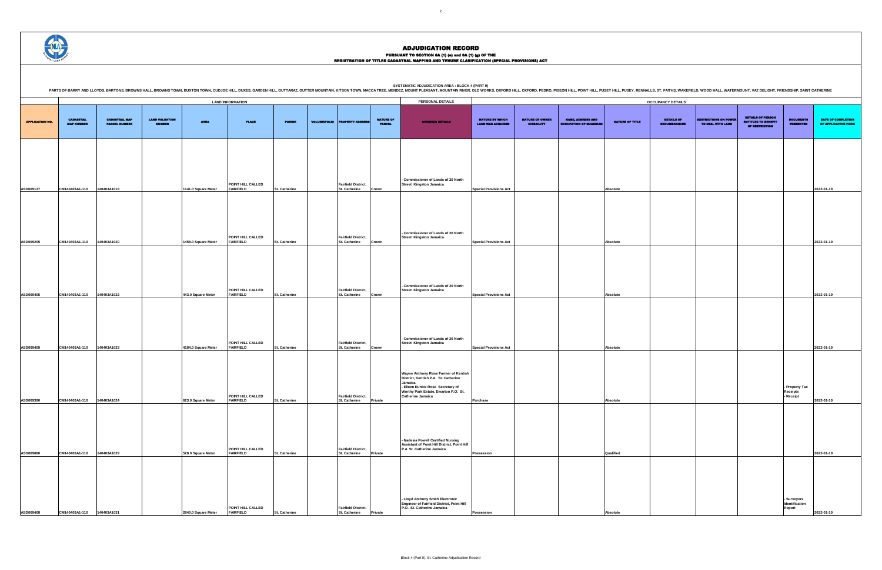# ADJUDICATION RECORD

**PURSUANT TO SECTION 8A (1) (e) and 8A (1) (g) OF THE**
**REGISTRATION OF TITLES CADASTRAL MAPPING AND TENURE CLARIFICATION (SPECIAL PROVISIONS) ACT**

**SYSTEMATIC ADJUDICATION AREA : BLOCK 4 (PART 9)**

PARTS OF BARRY AND LLOYDS, BARTONS, BROWNS HALL, BROWNS TOWN, BUXTON TOWN, CUDJOE HILL, DUXES, GARDEN HILL, GUTTARAZ, GUTTER MOUNTAIN, KITSON TOWN, MACCA TREE, MENDEZ, MOUNT PLEASANT, MOUNTAIN RIVER, OLD WORKS, OXFORD HILL, OXFORD, PEDRO, PIGEON HILL, POINT HILL, PUSEY HILL, PUSEY, RENNALLS, ST. FAITHS, WAKEFIELD, WOOD HALL, WATERMOUNT, VAZ DELIGHT, FRIENDSHIP, SAINT CATHERINE

| | LAND INFORMATION | | | | | | | | | PERSONAL DETAILS | OCCUPANCY DETAILS | | | | | | | | | |
|---|---|---|---|---|---|---|---|---|---|---|---|---|---|---|---|---|---|---|---|---|
| APPLICATION NO. | CADASTRAL MAP NUMBER | CADASTRAL MAP PARCEL NUMBER | LAND VALUATION NUMBER | AREA | PLACE | PARISH | VOLUME/FOLIO | PROPERTY ADDRESS | NATURE OF PARCEL | OWNER(S) DETAILS | NATURE BY WHICH LAND WAS ACQUIRED | NATURE OF OWNER DISABILITY | NAME, ADDRESS AND OCCUPATION OF GUARDIAN | NATURE OF TITLE | DETAILS OF ENCUMBRANCES | RESTRICTIONS ON POWER TO DEAL WITH LAND | DETAILS OF PERSON ENTITLED TO BENEFIT OF RESTRICTION | DOCUMENTS PRESENTED | DATE OF COMPLETION OF APPLICATION FORM |
| ASD009137 | CM140403A1-110 | 140403A1019 | | 1141.0 Square Meter | POINT HILL CALLED FAIRFIELD | St. Catherine | | Fairfield District, St. Catherine | Crown | - Commissioner of Lands of 20 North Street Kingston Jamaica | Special Provisions Act | | | Absolute | | | | | 2022-01-19 |
| ASD009205 | CM140403A1-110 | 140403A1020 | | 1458.0 Square Meter | POINT HILL CALLED FAIRFIELD | St. Catherine | | Fairfield District, St. Catherine | Crown | - Commissioner of Lands of 20 North Street Kingston Jamaica | Special Provisions Act | | | Absolute | | | | | 2022-01-19 |
| ASD009405 | CM140403A1-110 | 140403A1022 | | 443.0 Square Meter | POINT HILL CALLED FAIRFIELD | St. Catherine | | Fairfield District, St. Catherine | Crown | - Commissioner of Lands of 20 North Street Kingston Jamaica | Special Provisions Act | | | Absolute | | | | | 2022-01-19 |
| ASD009409 | CM140403A1-110 | 140403A1023 | | 4184.0 Square Meter | POINT HILL CALLED FAIRFIELD | St. Catherine | | Fairfield District, St. Catherine | Crown | - Commissioner of Lands of 20 North Street Kingston Jamaica | Special Provisions Act | | | Absolute | | | | | 2022-01-19 |
| ASD009390 | CM140403A1-110 | 140403A1024 | | 623.0 Square Meter | POINT HILL CALLED FAIRFIELD | St. Catherine | | Fairfield District, St. Catherine | Private | Wayne Anthony Rose Farmer of Kentish District, Kentish P.A. St. Catherine Jamaica<br>- Eileen Eunice Rose Secretary of Worthy Park Estate, Ewarton P.O. St. Catherine Jamaica | Purchase | | | Absolute | | | | - Property Tax Receipts<br>- Receipt | 2022-01-19 |
| ASD009080 | CM140403A1-110 | 140403A1029 | | 528.0 Square Meter | POINT HILL CALLED FAIRFIELD | St. Catherine | | Fairfield District, St. Catherine | Private | - Nadesia Powell Certified Nursing Assistant of Point Hill District, Point Hill P.A St. Catherine Jamaica | Possession | | | Qualified | | | | | 2022-01-19 |
| ASD009408 | CM140403A1-110 | 140403A1031 | | 2840.0 Square Meter | POINT HILL CALLED FAIRFIELD | St. Catherine | | Fairfield District, St. Catherine | Private | - Lloyd Anthony Smith Electronic Engineer of Fairfield District, Point Hill P.O. St. Catherine Jamaica | Possession | | | Absolute | | | | - Surveyors Identification Report | 2022-01-19 |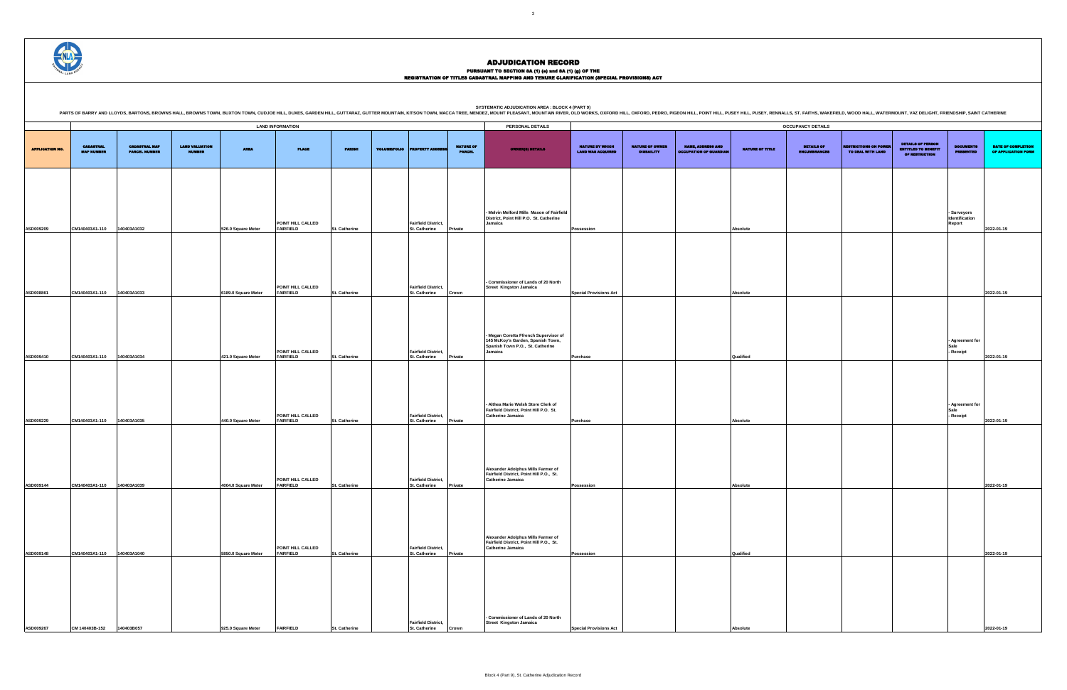# ADJUDICATION RECORD

PURSUANT TO SECTION 8A (1) (e) and 8A (1) (g) OF THE
REGISTRATION OF TITLES CADASTRAL MAPPING AND TENURE CLARIFICATION (SPECIAL PROVISIONS) ACT

SYSTEMATIC ADJUDICATION AREA : BLOCK 4 (PART 9)

PARTS OF BARRY AND LLOYDS, BARTONS, BROWNS HALL, BROWNS TOWN, BUXTON TOWN, CUDJOE HILL, DUXES, GARDEN HILL, GUTTARAZ, GUTTER MOUNTAIN, KITSON TOWN, MACCA TREE, MENDEZ, MOUNT PLEASANT, MOUNTAIN RIVER, OLD WORKS, OXFORD HILL, OXFORD, PEDRO, PIGEON HILL, POINT HILL, PUSEY HILL, PUSEY, RENNALLS, ST. FAITHS, WAKEFIELD, WOOD HALL, WATERMOUNT, VAZ DELIGHT, FRIENDSHIP, SAINT CATHERINE

| | LAND INFORMATION | | | | | | | | | PERSONAL DETAILS | OCCUPANCY DETAILS | | | | | | | | |
|---|---|---|---|---|---|---|---|---|---|---|---|---|---|---|---|---|---|---|---|
| APPLICATION NO. | CADASTRAL MAP NUMBER | CADASTRAL MAP PARCEL NUMBER | LAND VALUATION NUMBER | AREA | PLACE | PARISH | VOLUME/FOLIO | PROPERTY ADDRESS | NATURE OF PARCEL | OWNER(S) DETAILS | NATURE BY WHICH LAND WAS ACQUIRED | NATURE OF OWNER DISABILITY | NAME, ADDRESS AND OCCUPATION OF GUARDIAN | NATURE OF TITLE | DETAILS OF ENCUMBRANCES | RESTRICTIONS ON POWER TO DEAL WITH LAND | DETAILS OF PERSON ENTITLED TO BENEFIT OF RESTRICTION | DOCUMENTS PRESENTED | DATE OF COMPLETION OF APPLICATION FORM |
| ASD009209 | CM140403A1-110 | 140403A1032 | | 526.0 Square Meter | POINT HILL CALLED FAIRFIELD | St. Catherine | | Fairfield District, St. Catherine | Private | - Melvin Melford Mills Mason of Fairfield District, Point Hill P.O. St. Catherine Jamaica | Possession | | | Absolute | | | | - Surveyors Identification Report | 2022-01-19 |
| ASD008861 | CM140403A1-110 | 140403A1033 | | 6189.0 Square Meter | POINT HILL CALLED FAIRFIELD | St. Catherine | | Fairfield District, St. Catherine | Crown | - Commissioner of Lands of 20 North Street Kingston Jamaica | Special Provisions Act | | | Absolute | | | | | 2022-01-19 |
| ASD009410 | CM140403A1-110 | 140403A1034 | | 421.0 Square Meter | POINT HILL CALLED FAIRFIELD | St. Catherine | | Fairfield District, St. Catherine | Private | - Megan Coretta Ffrench Supervisor of 145 McKoy's Garden, Spanish Town, Spanish Town P.O., St. Catherine Jamaica | Purchase | | | Qualified | | | | - Agreement for Sale<br>- Receipt | 2022-01-19 |
| ASD009229 | CM140403A1-110 | 140403A1035 | | 440.0 Square Meter | POINT HILL CALLED FAIRFIELD | St. Catherine | | Fairfield District, St. Catherine | Private | - Althea Marie Welsh Store Clerk of Fairfield District, Point Hill P.O. St. Catherine Jamaica | Purchase | | | Absolute | | | | - Agreement for Sale<br>- Receipt | 2022-01-19 |
| ASD009144 | CM140403A1-110 | 140403A1039 | | 4004.0 Square Meter | POINT HILL CALLED FAIRFIELD | St. Catherine | | Fairfield District, St. Catherine | Private | Alexander Adolphus Mills Farmer of Fairfield District, Point Hill P.O., St. Catherine Jamaica | Possession | | | Absolute | | | | | 2022-01-19 |
| ASD009148 | CM140403A1-110 | 140403A1040 | | 5850.0 Square Meter | POINT HILL CALLED FAIRFIELD | St. Catherine | | Fairfield District, St. Catherine | Private | Alexander Adolphus Mills Farmer of Fairfield District, Point Hill P.O., St. Catherine Jamaica | Possession | | | Qualified | | | | | 2022-01-19 |
| ASD009267 | CM 140403B-152 | 140403B057 | | 925.0 Square Meter | FAIRFIELD | St. Catherine | | Fairfield District, St. Catherine | Crown | - Commissioner of Lands of 20 North Street Kingston Jamaica | Special Provisions Act | | | Absolute | | | | | 2022-01-19 |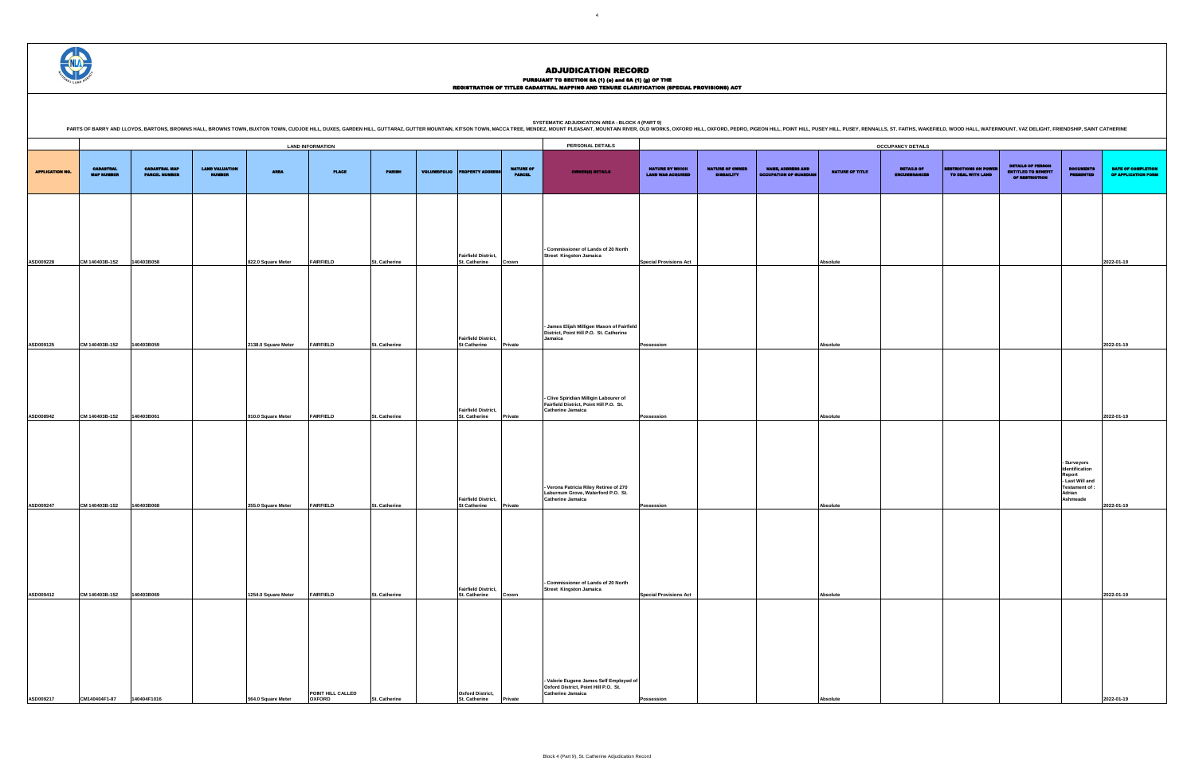# ADJUDICATION RECORD

PURSUANT TO SECTION 8A (1) (a) and 8A (1) (g) OF THE
REGISTRATION OF TITLES CADASTRAL MAPPING AND TENURE CLARIFICATION (SPECIAL PROVISIONS) ACT

SYSTEMATIC ADJUDICATION AREA : BLOCK 4 (PART 9)

PARTS OF BARRY AND LLOYDS, BARTONS, BROWNS HALL, BROWNS TOWN, BUXTON TOWN, CUDJOE HILL, DUXES, GARDEN HILL, GUTTARAZ, GUTTER MOUNTAN, KITSON TOWN, MACCA TREE, MENDEZ, MOUNT PLEASANT, MOUNTAIN RIVER, OLD WORKS, OXFORD HILL, OXFORD, PEDRO, PIGEON HILL, POINT HILL, PUSEY HILL, PUSEY, RENNALLS, ST. FAITHS, WAKEFIELD, WOOD HALL, WATERMOUNT, VAZ DELIGHT, FRIENDSHIP, SAINT CATHERINE

| | LAND INFORMATION | | | | | | | | | PERSONAL DETAILS | OCCUPANCY DETAILS | | | | | | | | |
|---|---|---|---|---|---|---|---|---|---|---|---|---|---|---|---|---|---|---|---|
| APPLICATION NO. | CADASTRAL MAP NUMBER | CADASTRAL MAP PARCEL NUMBER | LAND VALUATION NUMBER | AREA | PLACE | PARISH | VOLUME/FOLIO | PROPERTY ADDRESS | NATURE OF PARCEL | OWNER(S) DETAILS | NATURE BY WHICH LAND WAS ACQUIRED | NATURE OF OWNER DISBAILITY | NAME, ADDRESS AND OCCUPATION OF GUARDIAN | NATURE OF TITLE | DETAILS OF ENCUMBRANCES | RESTRICTIONS ON POWER TO DEAL WITH LAND | DETAILS OF PERSON ENTITLED TO BENEFIT OF RESTRICTION | DOCUMENTS PRESENTED | DATE OF COMPLETION OF APPLICATION FORM |
| ASD009228 | CM 140403B-152 | 140403B058 | | 822.0 Square Meter | FAIRFIELD | St. Catherine | | Fairfield District, St. Catherine | Crown | - Commissioner of Lands of 20 North Street Kingston Jamaica | Special Provisions Act | | | Absolute | | | | | 2022-01-19 |
| ASD009125 | CM 140403B-152 | 140403B059 | | 2138.0 Square Meter | FAIRFIELD | St. Catherine | | Fairfield District, St Catherine | Private | - James Elijah Milligen Mason of Fairfield District, Point Hill P.O. St. Catherine Jamaica | Possession | | | Absolute | | | | | 2022-01-19 |
| ASD008942 | CM 140403B-152 | 140403B061 | | 910.0 Square Meter | FAIRFIELD | St. Catherine | | Fairfield District, St. Catherine | Private | - Clive Spiridian Milligin Labourer of Fairfield District, Point Hill P.O. St. Catherine Jamaica | Possession | | | Absolute | | | | | 2022-01-19 |
| ASD009247 | CM 140403B-152 | 140403B068 | | 255.0 Square Meter | FAIRFIELD | St. Catherine | | Fairfield District, St Catherine | Private | - Verona Patricia Riley Retiree of 270 Laburnum Grove, Waterford P.O. St. Catherine Jamaica | Possession | | | Absolute | | | | - Surveyors Identification Report - Last Will and Testament of : Adrian Ashmeade | 2022-01-19 |
| ASD009412 | CM 140403B-152 | 140403B069 | | 1254.0 Square Meter | FAIRFIELD | St. Catherine | | Fairfield District, St. Catherine | Crown | - Commissioner of Lands of 20 North Street Kingston Jamaica | Special Provisions Act | | | Absolute | | | | | 2022-01-19 |
| ASD009217 | CM140404F1-87 | 140404F1016 | | 564.0 Square Meter | POINT HILL CALLED OXFORD | St. Catherine | | Oxford District, St. Catherine | Private | - Valerie Eugene James Self Employed of Oxford District, Point Hill P.O. St. Catherine Jamaica | Possession | | | Absolute | | | | | 2022-01-19 |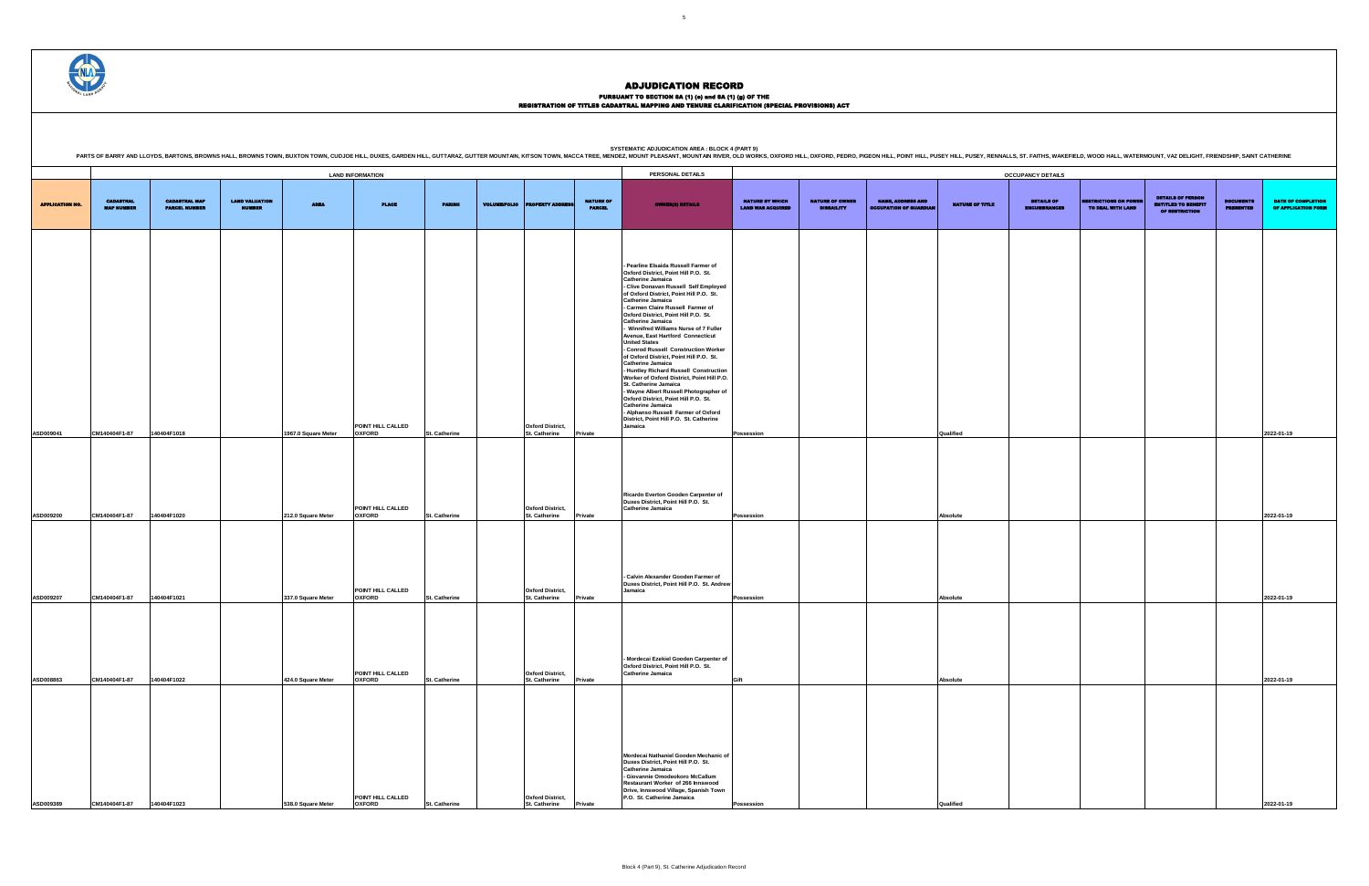# ADJUDICATION RECORD

PURSUANT TO SECTION 8A (1) (e) and 8A (1) (g) OF THE
REGISTRATION OF TITLES CADASTRAL MAPPING AND TENURE CLARIFICATION (SPECIAL PROVISIONS) ACT

SYSTEMATIC ADJUDICATION AREA : BLOCK 4 (PART 9)

PARTS OF BARRY AND LLOYDS, BARTONS, BROWNS HALL, BROWNS TOWN, BUXTON TOWN, CUDJOE HILL, DUXES, GARDEN HILL, GUTTARAZ, GUTTER MOUNTAIN, KITSON TOWN, MACCA TREE, MENDEZ, MOUNT PLEASANT, MOUNTAIN RIVER, OLD WORKS, OXFORD HILL, OXFORD, PEDRO, PIGEON HILL, POINT HILL, PUSEY HILL, PUSEY, RENNALLS, ST. FAITHS, WAKEFIELD, WOOD HALL, WATERMOUNT, VAZ DELIGHT, FRIENDSHIP, SAINT CATHERINE

| | LAND INFORMATION | | | | | | | | | PERSONAL DETAILS | OCCUPANCY DETAILS | | | | | | | | |
|---|---|---|---|---|---|---|---|---|---|---|---|---|---|---|---|---|---|---|---|
| APPLICATION NO. | CADASTRAL MAP NUMBER | CADASTRAL MAP PARCEL NUMBER | LAND VALUATION NUMBER | AREA | PLACE | PARISH | VOLUME/FOLIO | PROPERTY ADDRESS | NATURE OF PARCEL | OWNER(S) DETAILS | NATURE BY WHICH LAND WAS ACQUIRED | NATURE OF OWNER DISABILITY | NAME, ADDRESS AND OCCUPATION OF GUARDIAN | NATURE OF TITLE | DETAILS OF ENCUMBRANCES | RESTRICTIONS ON POWER TO DEAL WITH LAND | DETAILS OF PERSON ENTITLED TO BENEFIT OF RESTRICTION | DOCUMENTS PRESENTED | DATE OF COMPLETION OF APPLICATION FORM |
| ASD009041 | CM140404F1-87 | 140404F1018 | | 1967.0 Square Meter | POINT HILL CALLED OXFORD | St. Catherine | | Oxford District, St. Catherine | Private | - Pearline Elsaida Russell Farmer of Oxford District, Point Hill P.O. St. Catherine Jamaica<br>- Clive Donavan Russell Self Employed of Oxford District, Point Hill P.O. St. Catherine Jamaica<br>- Carmen Claire Russell Farmer of Oxford District, Point Hill P.O. St. Catherine Jamaica<br>- Winnifred Williams Nurse of 7 Fuller Avenue, East Hartford Connecticut United States<br>- Conrod Russell Construction Worker of Oxford District, Point Hill P.O. St. Catherine Jamaica<br>- Huntley Richard Russell Construction Worker of Oxford District, Point Hill P.O. St. Catherine Jamaica<br>- Wayne Albert Russell Photographer of Oxford District, Point Hill P.O. St. Catherine Jamaica<br>- Alphanso Russell Farmer of Oxford District, Point Hill P.O. St. Catherine Jamaica | Possession | | | Qualified | | | | | 2022-01-19 |
| ASD009200 | CM140404F1-87 | 140404F1020 | | 212.0 Square Meter | POINT HILL CALLED OXFORD | St. Catherine | | Oxford District, St. Catherine | Private | Ricardo Everton Gooden Carpenter of Duxes District, Point Hill P.O. St. Catherine Jamaica | Possession | | | Absolute | | | | | 2022-01-19 |
| ASD009207 | CM140404F1-87 | 140404F1021 | | 337.0 Square Meter | POINT HILL CALLED OXFORD | St. Catherine | | Oxford District, St. Catherine | Private | - Calvin Alexander Gooden Farmer of Duxes District, Point Hill P.O. St. Andrew Jamaica | Possession | | | Absolute | | | | | 2022-01-19 |
| ASD008863 | CM140404F1-87 | 140404F1022 | | 424.0 Square Meter | POINT HILL CALLED OXFORD | St. Catherine | | Oxford District, St. Catherine | Private | - Mordecai Ezekiel Gooden Carpenter of Oxford District, Point Hill P.O. St. Catherine Jamaica | Gift | | | Absolute | | | | | 2022-01-19 |
| ASD009389 | CM140404F1-87 | 140404F1023 | | 538.0 Square Meter | POINT HILL CALLED OXFORD | St. Catherine | | Oxford District, St. Catherine | Private | Mordecai Nathaniel Gooden Mechanic of Duxes District, Point Hill P.O. St. Catherine Jamaica<br>- Giovannie Omodeokoro McCallum Restaurant Worker of 266 Innswood Drive, Innswood Village, Spanish Town P.O. St. Catherine Jamaica | Possession | | | Qualified | | | | | 2022-01-19 |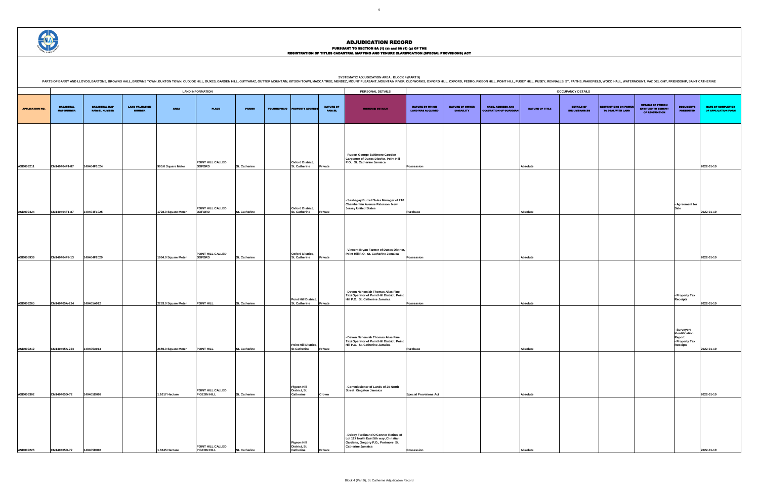# ADJUDICATION RECORD

PURSUANT TO SECTION 8A (1) (e) and 8A (1) (g) OF THE
REGISTRATION OF TITLES CADASTRAL MAPPING AND TENURE CLARIFICATION (SPECIAL PROVISIONS) ACT

SYSTEMATIC ADJUDICATION AREA : BLOCK 4 (PART 9)

PARTS OF BARRY AND LLOYDS, BARTONS, BROWNS HALL, BROWNS TOWN, BUXTON TOWN, CUDJOE HILL, DUXES, GARDEN HILL, GUTTARAZ, GUTTER MOUNTAIN, KITSON TOWN, MACCA TREE, MENDEZ, MOUNT PLEASANT, MOUNTAIN RIVER, OLD WORKS, OXFORD HILL, OXFORD, PEDRO, PIGEON HILL, POINT HILL, PUSEY HILL, PUSEY, RENNALLS, ST. FAITHS, WAKEFIELD, WOOD HALL, WATERMOUNT, VAZ DELIGHT, FRIENDSHIP, SAINT CATHERINE

| | LAND INFORMATION | | | | | | | | | PERSONAL DETAILS | OCCUPANCY DETAILS | | | | | | | | | |
|---|---|---|---|---|---|---|---|---|---|---|---|---|---|---|---|---|---|---|---|---|
| APPLICATION NO. | CADASTRAL MAP NUMBER | CADASTRAL MAP PARCEL NUMBER | LAND VALUATION NUMBER | AREA | PLACE | PARISH | VOLUME/FOLIO | PROPERTY ADDRESS | NATURE OF PARCEL | OWNER(S) DETAILS | NATURE BY WHICH LAND WAS ACQUIRED | NATURE OF OWNER DISBAILITY | NAME, ADDRESS AND OCCUPATION OF GUARDIAN | NATURE OF TITLE | DETAILS OF ENCUMBRANCES | RESTRICTIONS ON POWER TO DEAL WITH LAND | DETAILS OF PERSON ENTITLED TO BENEFIT OF RESTRICTION | DOCUMENTS PRESENTED | DATE OF COMPLETION OF APPLICATION FORM |
| ASD009211 | CM140404F1-87 | 140404F1024 | | 990.0 Square Meter | POINT HILL CALLED OXFORD | St. Catherine | | Oxford District, St. Catherine | Private | - Rupert George Baltimore Gooden Carpenter of Duxes District, Point Hill P.O., St. Catherine Jamaica | Possession | | | Absolute | | | | | 2022-01-19 |
| ASD009424 | CM140404F1-87 | 140404F1025 | | 1728.0 Square Meter | POINT HILL CALLED OXFORD | St. Catherine | | Oxford District, St. Catherine | Private | - Sashagay Burrell Sales Manager of 210 Chamberlain Avenue Paterson New Jersey United States | Purchase | | | Absolute | | | | - Agreement for Sale | 2022-01-19 |
| ASD008939 | CM140404F2-13 | 140404F2029 | | 1994.0 Square Meter | POINT HILL CALLED OXFORD | St. Catherine | | Oxford District, St. Catherine | Private | - Vincent Bryan Farmer of Duxes District, Point Hill P.O. St. Catherine Jamaica | Possession | | | Absolute | | | | | 2022-01-19 |
| ASD009265 | CM140405A-224 | 140405A012 | | 2263.0 Square Meter | POINT HILL | St. Catherine | | Point Hill District, St. Catherine | Private | - Devon Nehemiah Thomas Alias Fine Taxi Operator of Point Hill District, Point Hill P.O. St. Catherine Jamaica | Possession | | | Absolute | | | | - Property Tax Receipts | 2022-01-19 |
| ASD009212 | CM140405A-224 | 140405A013 | | 2659.0 Square Meter | POINT HILL | St. Catherine | | Point Hill District, St Catherine | Private | - Devon Nehemiah Thomas Alias Fine Taxi Operator of Point Hill District, Point Hill P.O. St. Catherine Jamaica | Purchase | | | Absolute | | | | - Surveyors Identification Report - Property Tax Receipts | 2022-01-19 |
| ASD009302 | CM140405D-72 | 140405D002 | | 1.1017 Hectare | POINT HILL CALLED PIGEON HILL | St. Catherine | | Pigeon Hill District, St. Catherine | Crown | - Commissioner of Lands of 20 North Street Kingston Jamaica | Special Provisions Act | | | Absolute | | | | | 2022-01-19 |
| ASD009226 | CM140405D-72 | 140405D004 | | 1.6245 Hectare | POINT HILL CALLED PIGEON HILL | St. Catherine | | Pigeon Hill District, St. Catherine | Private | - Delroy Ferdinand O'Connor Retiree of Lot 127 North East 5th way, Christian Gardens, Gregory P.O., Portmore St. Catherine Jamaica | Possession | | | Absolute | | | | | 2022-01-19 |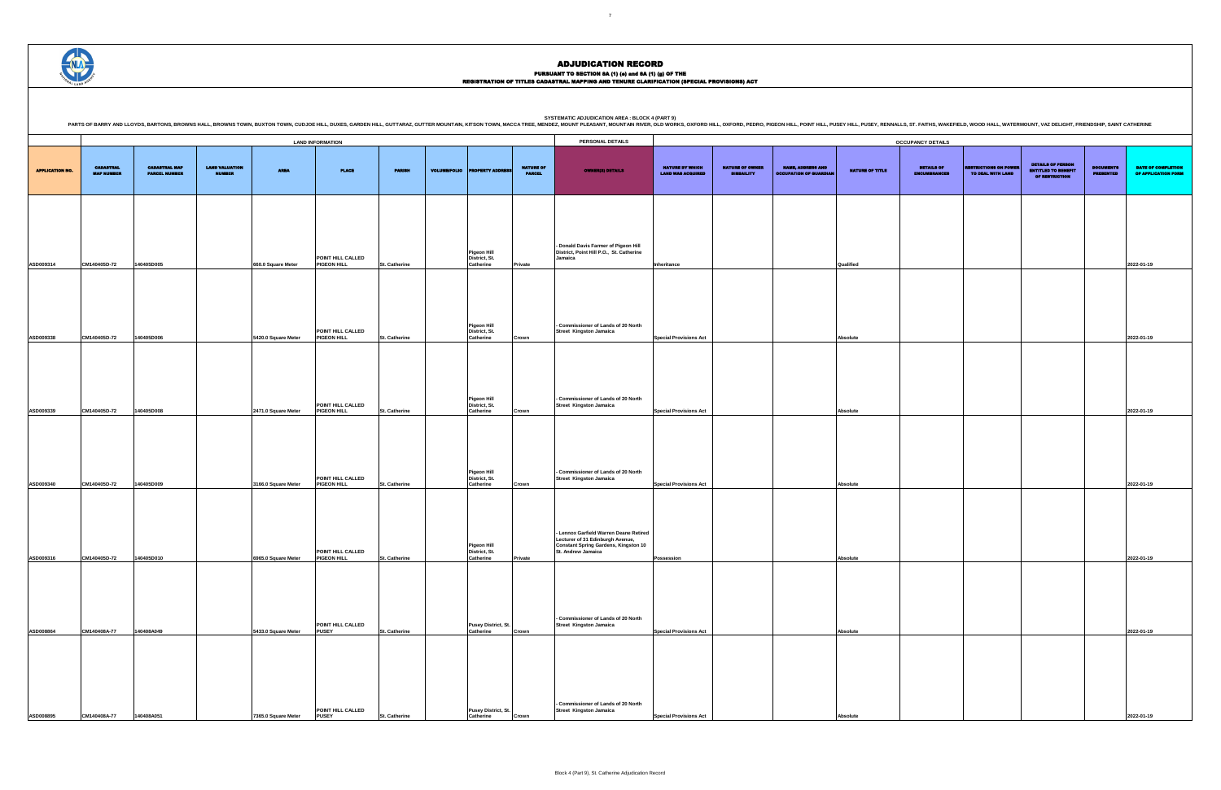# ADJUDICATION RECORD

**PURSUANT TO SECTION 8A (1) (e) and 8A (1) (g) OF THE**

**REGISTRATION OF TITLES CADASTRAL MAPPING AND TENURE CLARIFICATION (SPECIAL PROVISIONS) ACT**

**SYSTEMATIC ADJUDICATION AREA : BLOCK 4 (PART 9)**

PARTS OF BARRY AND LLOYDS, BARTONS, BROWNS HALL, BROWNS TOWN, BUXTON TOWN, CUDJOE HILL, DUXES, GARDEN HILL, GUTTARAZ, GUTTER MOUNTAIN, KITSON TOWN, MACCA TREE, MENDEZ, MOUNT PLEASANT, MOUNTAIN RIVER, OLD WORKS, OXFORD HILL, OXFORD, PEDRO, PIGEON HILL, POINT HILL, PUSEY HILL, PUSEY, RENNALLS, ST. FAITHS, WAKEFIELD, WOOD HALL, WATERMOUNT, VAZ DELIGHT, FRIENDSHIP, SAINT CATHERINE

| | LAND INFORMATION | | | | | | | | | PERSONAL DETAILS | OCCUPANCY DETAILS | | | | | | | | |
|---|---|---|---|---|---|---|---|---|---|---|---|---|---|---|---|---|---|---|---|
| APPLICATION NO. | CADASTRAL MAP NUMBER | CADASTRAL MAP PARCEL NUMBER | LAND VALUATION NUMBER | AREA | PLACE | PARISH | VOLUME/FOLIO | PROPERTY ADDRESS | NATURE OF PARCEL | OWNER(S) DETAILS | NATURE BY WHICH LAND WAS ACQUIRED | NATURE OF OWNER DISABILITY | NAME, ADDRESS AND OCCUPATION OF GUARDIAN | NATURE OF TITLE | DETAILS OF ENCUMBRANCES | RESTRICTIONS ON POWER TO DEAL WITH LAND | DETAILS OF PERSON ENTITLED TO BENEFIT OF RESTRICTION | DOCUMENTS PRESENTED | DATE OF COMPLETION OF APPLICATION FORM |
| ASD009314 | CM140405D-72 | 140405D005 | | 660.0 Square Meter | POINT HILL CALLED PIGEON HILL | St. Catherine | | Pigeon Hill District, St. Catherine | Private | - Donald Davis Farmer of Pigeon Hill District, Point Hill P.O., St. Catherine Jamaica | Inheritance | | | Qualified | | | | | 2022-01-19 |
| ASD009338 | CM140405D-72 | 140405D006 | | 5420.0 Square Meter | POINT HILL CALLED PIGEON HILL | St. Catherine | | Pigeon Hill District, St. Catherine | Crown | - Commissioner of Lands of 20 North Street Kingston Jamaica | Special Provisions Act | | | Absolute | | | | | 2022-01-19 |
| ASD009339 | CM140405D-72 | 140405D008 | | 2471.0 Square Meter | POINT HILL CALLED PIGEON HILL | St. Catherine | | Pigeon Hill District, St. Catherine | Crown | - Commissioner of Lands of 20 North Street Kingston Jamaica | Special Provisions Act | | | Absolute | | | | | 2022-01-19 |
| ASD009340 | CM140405D-72 | 140405D009 | | 3166.0 Square Meter | POINT HILL CALLED PIGEON HILL | St. Catherine | | Pigeon Hill District, St. Catherine | Crown | - Commissioner of Lands of 20 North Street Kingston Jamaica | Special Provisions Act | | | Absolute | | | | | 2022-01-19 |
| ASD009316 | CM140405D-72 | 140405D010 | | 6965.0 Square Meter | POINT HILL CALLED PIGEON HILL | St. Catherine | | Pigeon Hill District, St. Catherine | Private | - Lennox Garfield Warren Deane Retired Lecturer of 31 Edinburgh Avenue, Constant Spring Gardens, Kingston 10 St. Andrew Jamaica | Possession | | | Absolute | | | | | 2022-01-19 |
| ASD008864 | CM140408A-77 | 140408A049 | | 5433.0 Square Meter | POINT HILL CALLED PUSEY | St. Catherine | | Pusey District, St. Catherine | Crown | - Commissioner of Lands of 20 North Street Kingston Jamaica | Special Provisions Act | | | Absolute | | | | | 2022-01-19 |
| ASD008895 | CM140408A-77 | 140408A051 | | 7365.0 Square Meter | POINT HILL CALLED PUSEY | St. Catherine | | Pusey District, St. Catherine | Crown | - Commissioner of Lands of 20 North Street Kingston Jamaica | Special Provisions Act | | | Absolute | | | | | 2022-01-19 |

Block 4 (Part 9), St. Catherine Adjudication Record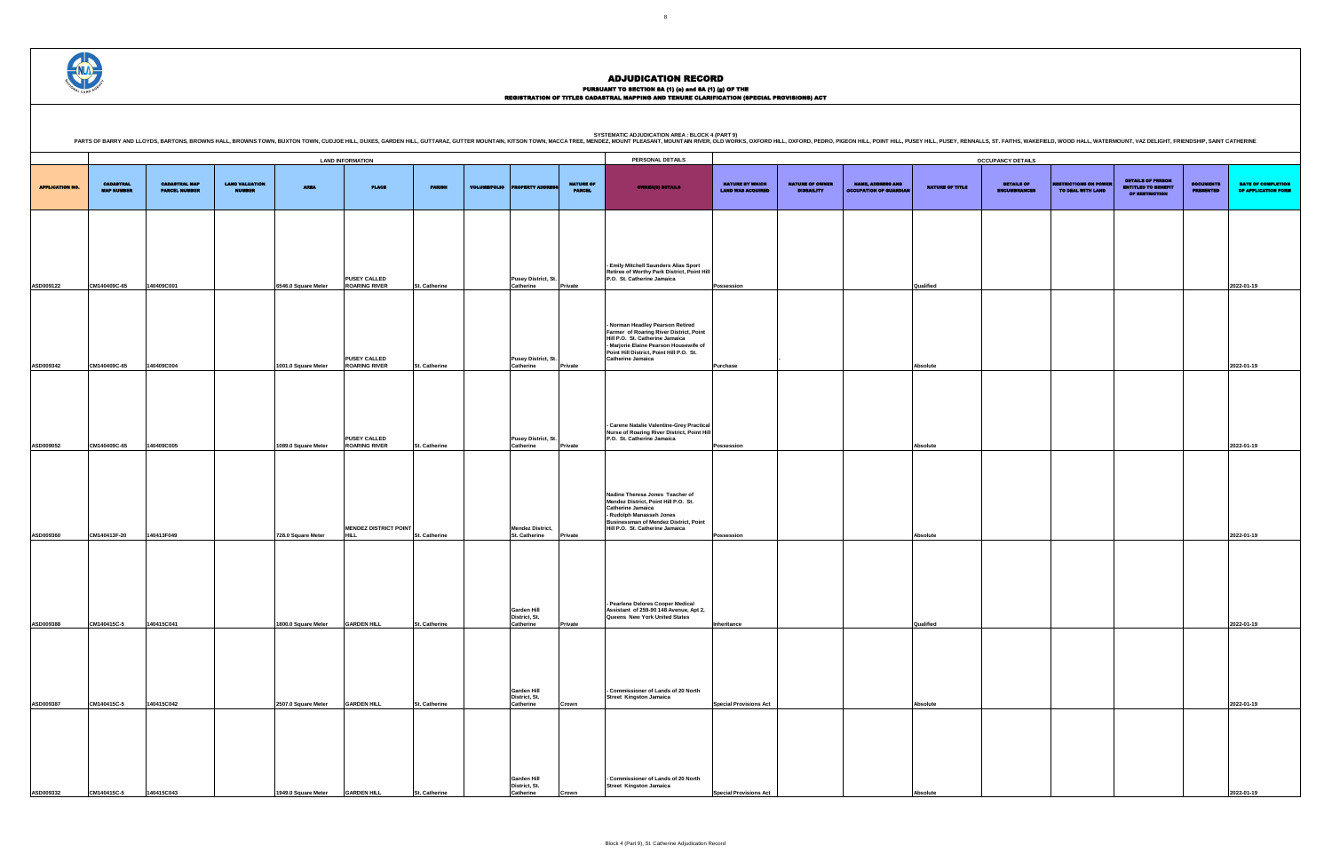# ADJUDICATION RECORD

PURSUANT TO SECTION 8A (1) (a) and 8A (1) (g) OF THE
REGISTRATION OF TITLES CADASTRAL MAPPING AND TENURE CLARIFICATION (SPECIAL PROVISIONS) ACT

SYSTEMATIC ADJUDICATION AREA : BLOCK 4 (PART 9)

PARTS OF BARRY AND LLOYDS, BARTONS, BROWNS HALL, BROWNS TOWN, BUXTON TOWN, CUDJOE HILL, DUXES, GARDEN HILL, GUTTARAZ, GUTTER MOUNTAIN, KITSON TOWN, MACCA TREE, MENDEZ, MOUNT PLEASANT, MOUNTAIN RIVER, OLD WORKS, OXFORD HILL, OXFORD, PEDRO, PIGEON HILL, POINT HILL, PUSEY HILL, PUSEY, RENNALLS, ST. FAITHS, WAKEFIELD, WOOD HALL, WATERMOUNT, VAZ DELIGHT, FRIENDSHIP, SAINT CATHERINE

| | LAND INFORMATION | | | | | | | | | PERSONAL DETAILS | OCCUPANCY DETAILS | | | | | | | | | |
|---|---|---|---|---|---|---|---|---|---|---|---|---|---|---|---|---|---|---|---|---|
| APPLICATION NO. | CADASTRAL MAP NUMBER | CADASTRAL MAP PARCEL NUMBER | LAND VALUATION NUMBER | AREA | PLACE | PARISH | VOLUME/FOLIO | PROPERTY ADDRESS | NATURE OF PARCEL | OWNER(S) DETAILS | NATURE BY WHICH LAND WAS ACQUIRED | NATURE OF OWNER DISABILITY | NAME, ADDRESS AND OCCUPATION OF GUARDIAN | NATURE OF TITLE | DETAILS OF ENCUMBRANCES | RESTRICTIONS ON POWER TO DEAL WITH LAND | DETAILS OF PERSON ENTITLED TO BENEFIT OF RESTRICTION | DOCUMENTS PRESENTED | DATE OF COMPLETION OF APPLICATION FORM |
| ASD009122 | CM140409C-65 | 140409C001 | | 6546.0 Square Meter | PUSEY CALLED ROARING RIVER | St. Catherine | | Pusey District, St. Catherine | Private | - Emily Mitchell Saunders Alias Sport Retiree of Worthy Park District, Point Hill P.O. St. Catherine Jamaica | Possession | | | Qualified | | | | | 2022-01-19 |
| ASD009342 | CM140409C-65 | 140409C004 | | 1001.0 Square Meter | PUSEY CALLED ROARING RIVER | St. Catherine | | Pusey District, St. Catherine | Private | - Norman Headley Pearson Retired Farmer of Roaring River District, Point Hill P.O. St. Catherine Jamaica<br>- Marjorie Elaine Pearson Housewife of Point Hill District, Point Hill P.O. St. Catherine Jamaica | Purchase | - | | Absolute | | | | | 2022-01-19 |
| ASD009052 | CM140409C-65 | 140409C005 | | 1089.0 Square Meter | PUSEY CALLED ROARING RIVER | St. Catherine | | Pusey District, St. Catherine | Private | - Carene Natalie Valentine-Grey Practical Nurse of Roaring River District, Point Hill P.O. St. Catherine Jamaica | Possession | | | Absolute | | | | | 2022-01-19 |
| ASD009360 | CM140413F-20 | 140413F049 | | 728.0 Square Meter | MENDEZ DISTRICT POINT HILL | St. Catherine | | Mendez District, St. Catherine | Private | Nadine Theresa Jones Teacher of Mendez District, Point Hill P.O. St. Catherine Jamaica<br>- Rudolph Manasseh Jones Businessman of Mendez District, Point Hill P.O. St. Catherine Jamaica | Possession | | | Absolute | | | | | 2022-01-19 |
| ASD009388 | CM140415C-5 | 140415C041 | | 1800.0 Square Meter | GARDEN HILL | St. Catherine | | Garden Hill District, St. Catherine | Private | - Pearlene Delores Cooper Medical Assistant of 259-90 148 Avenue, Apt 2, Queens New York United States | Inheritance | | | Qualified | | | | | 2022-01-19 |
| ASD009387 | CM140415C-5 | 140415C042 | | 2507.0 Square Meter | GARDEN HILL | St. Catherine | | Garden Hill District, St. Catherine | Crown | - Commissioner of Lands of 20 North Street Kingston Jamaica | Special Provisions Act | | | Absolute | | | | | 2022-01-19 |
| ASD009332 | CM140415C-5 | 140415C043 | | 1949.0 Square Meter | GARDEN HILL | St. Catherine | | Garden Hill District, St. Catherine | Crown | - Commissioner of Lands of 20 North Street Kingston Jamaica | Special Provisions Act | | | Absolute | | | | | 2022-01-19 |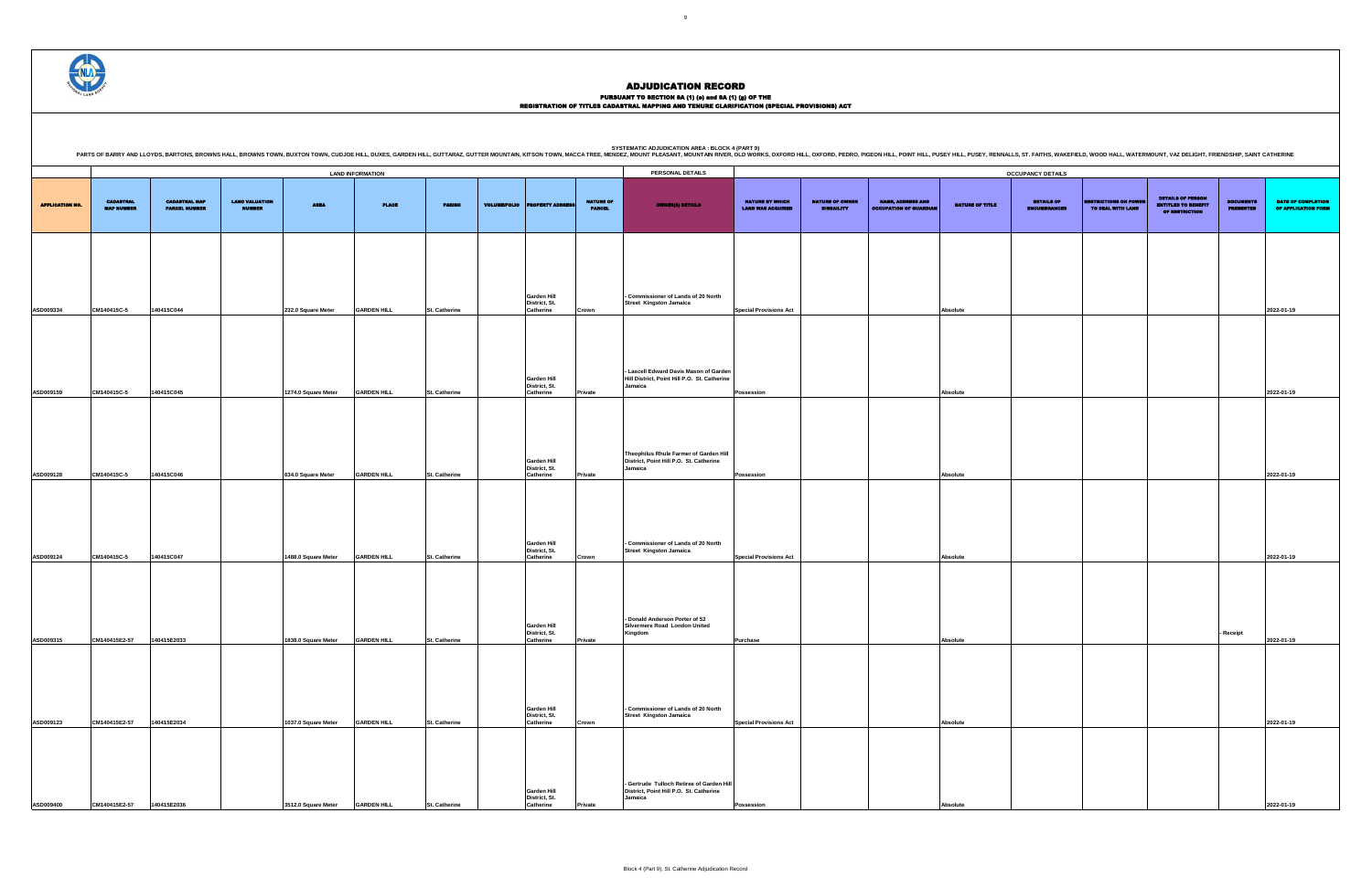# ADJUDICATION RECORD

PURSUANT TO SECTION 8A (1) (e) and 8A (1) (g) OF THE
REGISTRATION OF TITLES CADASTRAL MAPPING AND TENURE CLARIFICATION (SPECIAL PROVISIONS) ACT

SYSTEMATIC ADJUDICATION AREA : BLOCK 4 (PART 9)

PARTS OF BARRY AND LLOYDS, BARTONS, BROWNS HALL, BROWNS TOWN, BUXTON TOWN, CUDJOE HILL, DUXES, GARDEN HILL, GUTTARAZ, GUTTER MOUNTAIN, KITSON TOWN, MACCA TREE, MENDEZ, MOUNT PLEASANT, MOUNTAIN RIVER, OLD WORKS, OXFORD HILL, OXFORD, PEDRO, PIGEON HILL, POINT HILL, PUSEY HILL, PUSEY, RENNALLS, ST. FAITHS, WAKEFIELD, WOOD HALL, WATERMOUNT, VAZ DELIGHT, FRIENDSHIP, SAINT CATHERINE

| | LAND INFORMATION | | | | | | | | | PERSONAL DETAILS | OCCUPANCY DETAILS | | | | | | | | | |
|---|---|---|---|---|---|---|---|---|---|---|---|---|---|---|---|---|---|---|---|---|
| APPLICATION NO. | CADASTRAL MAP NUMBER | CADASTRAL MAP PARCEL NUMBER | LAND VALUATION NUMBER | AREA | PLACE | PARISH | VOLUME/FOLIO | PROPERTY ADDRESS | NATURE OF PARCEL | OWNER(S) DETAILS | NATURE BY WHICH LAND WAS ACQUIRED | NATURE OF OWNER DISBAILITY | NAME, ADDRESS AND OCCUPATION OF GUARDIAN | NATURE OF TITLE | DETAILS OF ENCUMBRANCES | RESTRICTIONS ON POWER TO DEAL WITH LAND | DETAILS OF PERSON ENTITLED TO BENEFIT OF RESTRICTION | DOCUMENTS PRESENTED | DATE OF COMPLETION OF APPLICATION FORM |
| ASD009334 | CM140415C-5 | 140415C044 | | 232.0 Square Meter | GARDEN HILL | St. Catherine | | Garden Hill District, St. Catherine | Crown | - Commissioner of Lands of 20 North Street Kingston Jamaica | Special Provisions Act | | | Absolute | | | | | 2022-01-19 |
| ASD009159 | CM140415C-5 | 140415C045 | | 1274.0 Square Meter | GARDEN HILL | St. Catherine | | Garden Hill District, St. Catherine | Private | - Lascell Edward Davis Mason of Garden Hill District, Point Hill P.O. St. Catherine Jamaica | Possession | | | Absolute | | | | | 2022-01-19 |
| ASD009128 | CM140415C-5 | 140415C046 | | 634.0 Square Meter | GARDEN HILL | St. Catherine | | Garden Hill District, St. Catherine | Private | Theophilus Rhule Farmer of Garden Hill District, Point Hill P.O. St. Catherine Jamaica | Possession | | | Absolute | | | | | 2022-01-19 |
| ASD009124 | CM140415C-5 | 140415C047 | | 1488.0 Square Meter | GARDEN HILL | St. Catherine | | Garden Hill District, St. Catherine | Crown | - Commissioner of Lands of 20 North Street Kingston Jamaica | Special Provisions Act | | | Absolute | | | | | 2022-01-19 |
| ASD009315 | CM140415E2-57 | 140415E2033 | | 1838.0 Square Meter | GARDEN HILL | St. Catherine | | Garden Hill District, St. Catherine | Private | - Donald Anderson Porter of 52 Silvermere Road London United Kingdom | Purchase | | | Absolute | | | | - Receipt | 2022-01-19 |
| ASD009123 | CM140415E2-57 | 140415E2034 | | 1037.0 Square Meter | GARDEN HILL | St. Catherine | | Garden Hill District, St. Catherine | Crown | - Commissioner of Lands of 20 North Street Kingston Jamaica | Special Provisions Act | | | Absolute | | | | | 2022-01-19 |
| ASD009400 | CM140415E2-57 | 140415E2036 | | 3512.0 Square Meter | GARDEN HILL | St. Catherine | | Garden Hill District, St. Catherine | Private | - Gertrude Tulloch Retiree of Garden Hill District, Point Hill P.O. St. Catherine Jamaica | Possession | | | Absolute | | | | | 2022-01-19 |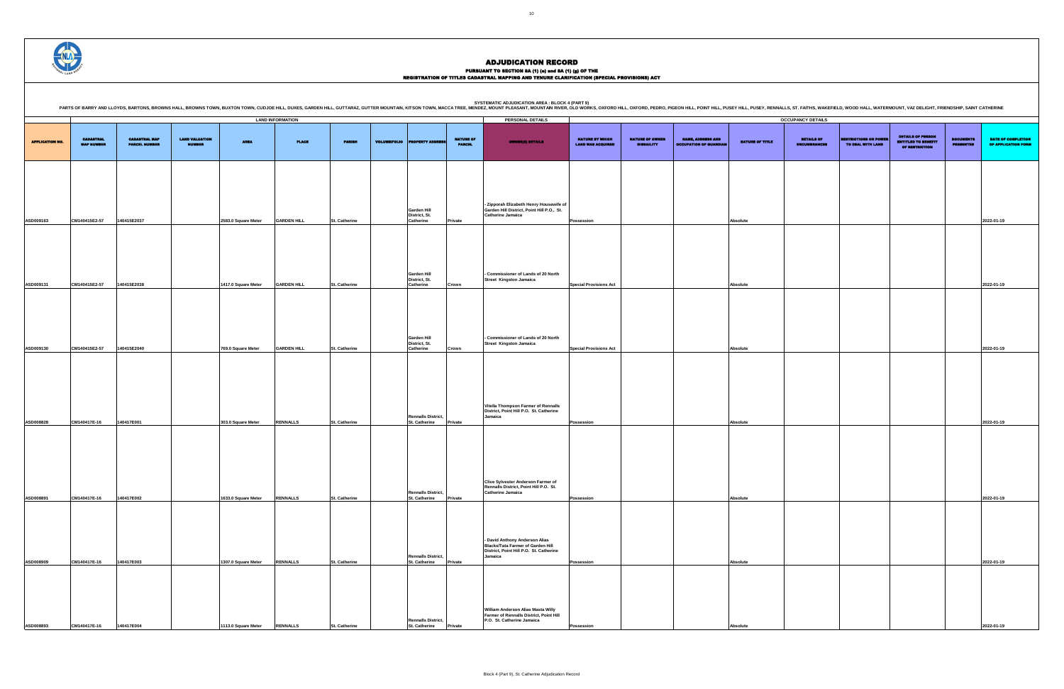# ADJUDICATION RECORD

PURSUANT TO SECTION 8A (1) (e) and 8A (1) (g) OF THE

REGISTRATION OF TITLES CADASTRAL MAPPING AND TENURE CLARIFICATION (SPECIAL PROVISIONS) ACT

SYSTEMATIC ADJUDICATION AREA : BLOCK 4 (PART 9)

PARTS OF BARRY AND LLOYDS, BARTONS, BROWNS HALL, BROWNS TOWN, BUXTON TOWN, CUDJOE HILL, DUXES, GARDEN HILL, GUTTARAZ, GUTTER MOUNTAIN, KITSON TOWN, MACCA TREE, MENDEZ, MOUNT PLEASANT, MOUNTAIN RIVER, OLD WORKS, OXFORD HILL, OXFORD, PEDRO, PIGEON HILL, POINT HILL, PUSEY HILL, PUSEY, RENNALLS, ST. FAITHS, WAKEFIELD, WOOD HALL, WATERMOUNT, VAZ DELIGHT, FRIENDSHIP, SAINT CATHERINE

| | LAND INFORMATION | | | | | | | | | PERSONAL DETAILS | OCCUPANCY DETAILS | | | | | | | | | |
|---|---|---|---|---|---|---|---|---|---|---|---|---|---|---|---|---|---|---|---|---|
| APPLICATION NO. | CADASTRAL MAP NUMBER | CADASTRAL MAP PARCEL NUMBER | LAND VALUATION NUMBER | AREA | PLACE | PARISH | VOLUME/FOLIO | PROPERTY ADDRESS | NATURE OF PARCEL | OWNER(S) DETAILS | NATURE BY WHICH LAND WAS ACQUIRED | NATURE OF OWNER DISBAILITY | NAME, ADDRESS AND OCCUPATION OF GUARDIAN | NATURE OF TITLE | DETAILS OF ENCUMBRANCES | RESTRICTIONS ON POWER TO DEAL WITH LAND | DETAILS OF PERSON ENTITLED TO BENEFIT OF RESTRICTION | DOCUMENTS PRESENTED | DATE OF COMPLETION OF APPLICATION FORM |
| ASD009163 | CM140415E2-57 | 140415E2037 | | 2583.0 Square Meter | GARDEN HILL | St. Catherine | | Garden Hill District, St. Catherine | Private | - Zipporah Elizabeth Henry Housewife of Garden Hill District, Point Hill P.O., St. Catherine Jamaica | Possession | | | Absolute | | | | | 2022-01-19 |
| ASD009131 | CM140415E2-57 | 140415E2038 | | 1417.0 Square Meter | GARDEN HILL | St. Catherine | | Garden Hill District, St. Catherine | Crown | - Commissioner of Lands of 20 North Street Kingston Jamaica | Special Provisions Act | | | Absolute | | | | | 2022-01-19 |
| ASD009130 | CM140415E2-57 | 140415E2040 | | 769.0 Square Meter | GARDEN HILL | St. Catherine | | Garden Hill District, St. Catherine | Crown | - Commissioner of Lands of 20 North Street Kingston Jamaica | Special Provisions Act | | | Absolute | | | | | 2022-01-19 |
| ASD008828 | CM140417E-16 | 140417E001 | | 303.0 Square Meter | RENNALLS | St. Catherine | | Rennalls District, St. Catherine | Private | Vitella Thompson Farmer of Rennalls District, Point Hill P.O. St. Catherine Jamaica | Possession | | | Absolute | | | | | 2022-01-19 |
| ASD008891 | CM140417E-16 | 140417E002 | | 1633.0 Square Meter | RENNALLS | St. Catherine | | Rennalls District, St. Catherine | Private | Clive Sylvester Anderson Farmer of Rennalls District, Point Hill P.O. St. Catherine Jamaica | Possession | | | Absolute | | | | | 2022-01-19 |
| ASD008909 | CM140417E-16 | 140417E003 | | 1307.0 Square Meter | RENNALLS | St. Catherine | | Rennalls District, St. Catherine | Private | - David Anthony Anderson Alias Blacks/Tata Farmer of Garden Hill District, Point Hill P.O. St. Catherine Jamaica | Possession | | | Absolute | | | | | 2022-01-19 |
| ASD008893 | CM140417E-16 | 140417E004 | | 1113.0 Square Meter | RENNALLS | St. Catherine | | Rennalls District, St. Catherine | Private | William Anderson Alias Masta Willy Farmer of Rennalls District, Point Hill P.O. St. Catherine Jamaica | Possession | | | Absolute | | | | | 2022-01-19 |

Block 4 (Part 9), St. Catherine Adjudication Record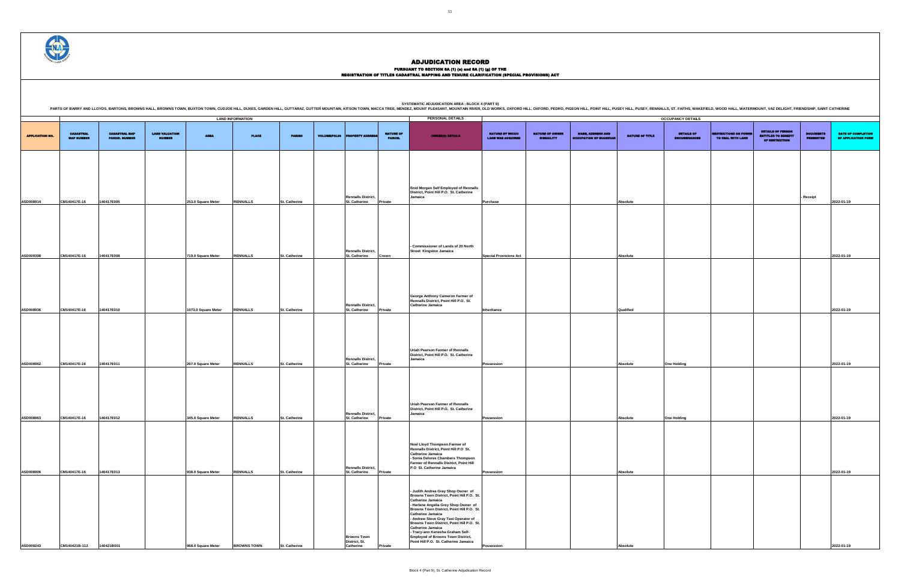# ADJUDICATION RECORD

PURSUANT TO SECTION 8A (1) (e) and 8A (1) (g) OF THE
REGISTRATION OF TITLES CADASTRAL MAPPING AND TENURE CLARIFICATION (SPECIAL PROVISIONS) ACT

SYSTEMATIC ADJUDICATION AREA : BLOCK 4 (PART 9)

PARTS OF BARRY AND LLOYDS, BARTONS, BROWNS HALL, BROWNS TOWN, BUXTON TOWN, CUDJOE HILL, DUXES, GARDEN HILL, GUTTARAZ, GUTTER MOUNTAIN, KITSON TOWN, MACCA TREE, MENDEZ, MOUNT PLEASANT, MOUNTAIN RIVER, OLD WORKS, OXFORD HILL, OXFORD, PEDRO, PIGEON HILL, POINT HILL, PUSEY HILL, PUSEY, RENNALLS, ST. FAITHS, WAKEFIELD, WOOD HALL, WATERMOUNT, VAZ DELIGHT, FRIENDSHIP, SAINT CATHERINE

| | LAND INFORMATION | | | | | | | | | PERSONAL DETAILS | OCCUPANCY DETAILS | | | | | | | | |
|---|---|---|---|---|---|---|---|---|---|---|---|---|---|---|---|---|---|---|---|
| APPLICATION NO. | CADASTRAL MAP NUMBER | CADASTRAL MAP PARCEL NUMBER | LAND VALUATION NUMBER | AREA | PLACE | PARISH | VOLUME/FOLIO | PROPERTY ADDRESS | NATURE OF PARCEL | OWNER(S) DETAILS | NATURE BY WHICH LAND WAS ACQUIRED | NATURE OF OWNER DISBAILITY | NAME, ADDRESS AND OCCUPATION OF GUARDIAN | NATURE OF TITLE | DETAILS OF ENCUMBRANCES | RESTRICTIONS ON POWER TO DEAL WITH LAND | DETAILS OF PERSON ENTITLED TO BENEFIT OF RESTRICTION | DOCUMENTS PRESENTED | DATE OF COMPLETION OF APPLICATION FORM |
| ASD008914 | CM140417E-16 | 140417E005 | | 253.0 Square Meter | RENNALLS | St. Catherine | | Rennalls District, St. Catherine | Private | Enid Morgan Self Employed of Rennalls District, Point Hill P.O. St. Catherine Jamaica | Purchase | | | Absolute | | | | - Receipt | 2022-01-19 |
| ASD009398 | CM140417E-16 | 140417E008 | | 719.0 Square Meter | RENNALLS | St. Catherine | | Rennalls District, St. Catherine | Crown | - Commissioner of Lands of 20 North Street Kingston Jamaica | Special Provisions Act | | | Absolute | | | | | 2022-01-19 |
| ASD008936 | CM140417E-16 | 140417E010 | | 1073.0 Square Meter | RENNALLS | St. Catherine | | Rennalls District, St. Catherine | Private | George Anthony Cameron Farmer of Rennalls District, Point Hill P.O. St. Catherine Jamaica | Inheritance | | | Qualified | | | | | 2022-01-19 |
| ASD008962 | CM140417E-16 | 140417E011 | | 267.0 Square Meter | RENNALLS | St. Catherine | | Rennalls District, St. Catherine | Private | Uriah Pearson Farmer of Rennalls District, Point Hill P.O. St. Catherine Jamaica | Possession | | | Absolute | One Holding | | | | 2022-01-19 |
| ASD008963 | CM140417E-16 | 140417E012 | | 345.0 Square Meter | RENNALLS | St. Catherine | | Rennalls District, St. Catherine | Private | Uriah Pearson Farmer of Rennalls District, Point Hill P.O. St. Catherine Jamaica | Possession | | | Absolute | One Holding | | | | 2022-01-19 |
| ASD008906 | CM140417E-16 | 140417E013 | | 938.0 Square Meter | RENNALLS | St. Catherine | | Rennalls District, St. Catherine | Private | Noel Lloyd Thompson Farmer of Rennalls District, Point Hill P.O St. Catherine Jamaica<br>- Sonia Delores Chambers Thompson Farmer of Rennalls District, Point Hill P.O St. Catherine Jamaica | Possession | | | Absolute | | | | | 2022-01-19 |
| ASD009243 | CM140421B-112 | 140421B001 | | 968.0 Square Meter | BROWNS TOWN | St. Catherine | | Browns Town District, St. Catherine | Private | - Judith Andrea Gray Shop Owner of Browns Town District, Point Hill P.O. St. Catherine Jamaica<br>- Herlene Angelia Grey Shop Owner of Browns Town District, Point Hill P.O. St. Catherine Jamaica<br>- Andrew Steve Gray Taxi Operator of Browns Town District, Point Hill P.O. St. Catherine Jamaica<br>- Tracy-ann Kenesha Graham Self-Employed of Browns Town District, Point Hill P.O. St. Catherine Jamaica | Possession | | | Absolute | | | | | 2022-01-19 |

Block 4 (Part 9), St. Catherine Adjudication Record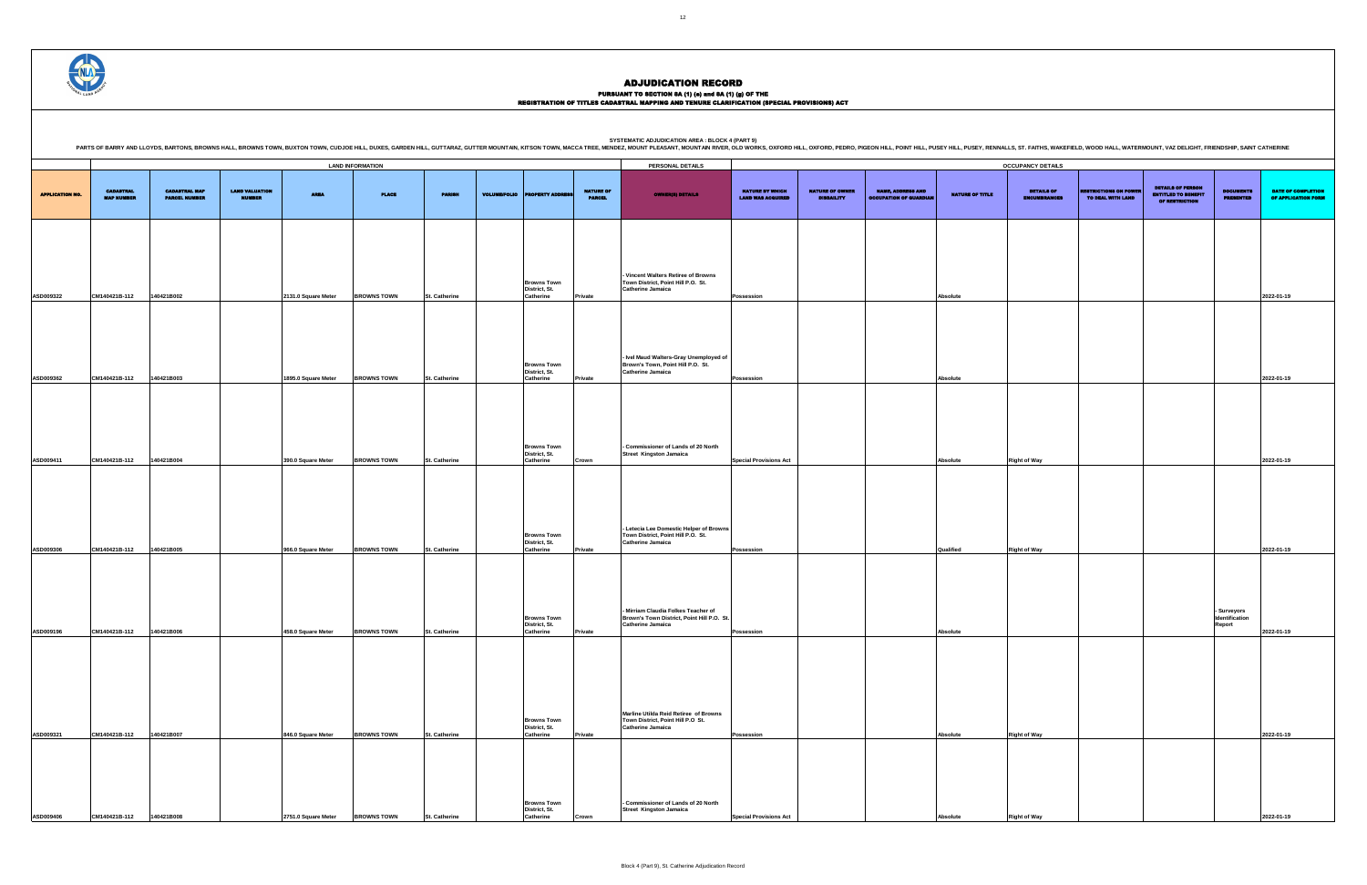# ADJUDICATION RECORD

PURSUANT TO SECTION 8A (1) (e) and 8A (1) (g) OF THE
REGISTRATION OF TITLES CADASTRAL MAPPING AND TENURE CLARIFICATION (SPECIAL PROVISIONS) ACT

SYSTEMATIC ADJUDICATION AREA : BLOCK 4 (PART 9)

PARTS OF BARRY AND LLOYDS, BARTONS, BROWNS HALL, BROWNS TOWN, BUXTON TOWN, CUDJOE HILL, DUXES, GARDEN HILL, GUTTARAZ, GUTTER MOUNTAN, KITSON TOWN, MACCA TREE, MENDEZ, MOUNT PLEASANT, MOUNTAIN RIVER, OLD WORKS, OXFORD HILL, OXFORD, PEDRO, PIGEON HILL, POINT HILL, PUSEY HILL, PUSEY, RENNALLS, ST. FAITHS, WAKEFIELD, WOOD HALL, WATERMOUNT, VAZ DELIGHT, FRIENDSHIP, SAINT CATHERINE

| | LAND INFORMATION | | | | | | | | | PERSONAL DETAILS | OCCUPANCY DETAILS | | | | | | | | | |
|---|---|---|---|---|---|---|---|---|---|---|---|---|---|---|---|---|---|---|---|---|
| APPLICATION NO. | CADASTRAL MAP NUMBER | CADASTRAL MAP PARCEL NUMBER | LAND VALUATION NUMBER | AREA | PLACE | PARISH | VOLUME/FOLIO | PROPERTY ADDRESS | NATURE OF PARCEL | OWNER(S) DETAILS | NATURE BY WHICH LAND WAS ACQUIRED | NATURE OF OWNER DISABILITY | NAME, ADDRESS AND OCCUPATION OF GUARDIAN | NATURE OF TITLE | DETAILS OF ENCUMBRANCES | RESTRICTIONS ON POWER TO DEAL WITH LAND | DETAILS OF PERSON ENTITLED TO BENEFIT OF RESTRICTION | DOCUMENTS PRESENTED | DATE OF COMPLETION OF APPLICATION FORM |
| ASD009322 | CM140421B-112 | 140421B002 | | 2131.0 Square Meter | BROWNS TOWN | St. Catherine | | Browns Town District, St. Catherine | Private | - Vincent Walters Retiree of Browns Town District, Point Hill P.O. St. Catherine Jamaica | Possession | | | Absolute | | | | | 2022-01-19 |
| ASD009362 | CM140421B-112 | 140421B003 | | 1895.0 Square Meter | BROWNS TOWN | St. Catherine | | Browns Town District, St. Catherine | Private | - Ivel Maud Walters-Gray Unemployed of Brown's Town, Point Hill P.O. St. Catherine Jamaica | Possession | | | Absolute | | | | | 2022-01-19 |
| ASD009411 | CM140421B-112 | 140421B004 | | 390.0 Square Meter | BROWNS TOWN | St. Catherine | | Browns Town District, St. Catherine | Crown | - Commissioner of Lands of 20 North Street Kingston Jamaica | Special Provisions Act | | | Absolute | Right of Way | | | | 2022-01-19 |
| ASD009306 | CM140421B-112 | 140421B005 | | 966.0 Square Meter | BROWNS TOWN | St. Catherine | | Browns Town District, St. Catherine | Private | - Letecia Lee Domestic Helper of Browns Town District, Point Hill P.O. St. Catherine Jamaica | Possession | | | Qualified | Right of Way | | | | 2022-01-19 |
| ASD009196 | CM140421B-112 | 140421B006 | | 458.0 Square Meter | BROWNS TOWN | St. Catherine | | Browns Town District, St. Catherine | Private | - Mirriam Claudia Folkes Teacher of Brown's Town District, Point Hill P.O. St. Catherine Jamaica | Possession | | | Absolute | | | | - Surveyors Identification Report | 2022-01-19 |
| ASD009321 | CM140421B-112 | 140421B007 | | 846.0 Square Meter | BROWNS TOWN | St. Catherine | | Browns Town District, St. Catherine | Private | Marline Utilda Reid Retiree of Browns Town District, Point Hill P.O St. Catherine Jamaica | Possession | | | Absolute | Right of Way | | | | 2022-01-19 |
| ASD009406 | CM140421B-112 | 140421B008 | | 2751.0 Square Meter | BROWNS TOWN | St. Catherine | | Browns Town District, St. Catherine | Crown | - Commissioner of Lands of 20 North Street Kingston Jamaica | Special Provisions Act | | | Absolute | Right of Way | | | | 2022-01-19 |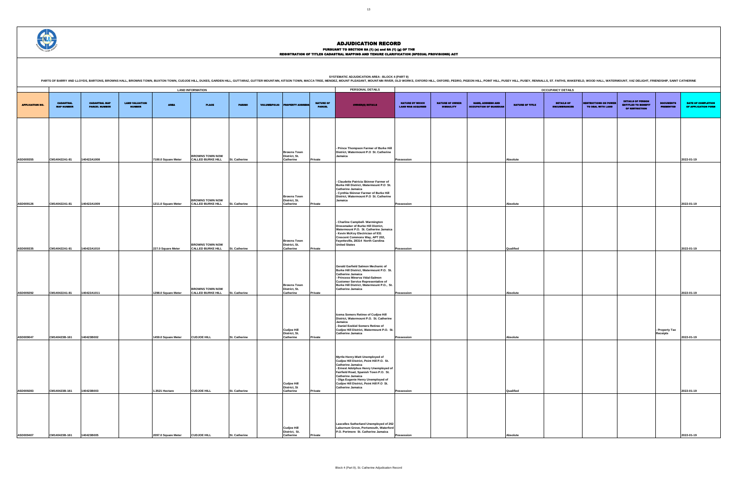# ADJUDICATION RECORD

PURSUANT TO SECTION 8A (1) (a) and 8A (1) (g) OF THE
REGISTRATION OF TITLES CADASTRAL MAPPING AND TENURE CLARIFICATION (SPECIAL PROVISIONS) ACT

SYSTEMATIC ADJUDICATION AREA : BLOCK 4 (PART 9)

PARTS OF BARRY AND LLOYDS, BARTONS, BROWNS HALL, BROWNS TOWN, BUXTON TOWN, CUDJOE HILL, DUXES, GARDEN HILL, GUTTARAZ, GUTTER MOUNTAIN, KITSON TOWN, MACCA TREE, MENDEZ, MOUNT PLEASANT, MOUNTAIN RIVER, OLD WORKS, OXFORD HILL, OXFORD, PEDRO, PIGEON HILL, POINT HILL, PUSEY HILL, PUSEY, RENNALLS, ST. FAITHS, WAKEFIELD, WOOD HALL, WATERMOUNT, VAZ DELIGHT, FRIENDSHIP, SAINT CATHERINE

| | LAND INFORMATION | | | | | | | | | PERSONAL DETAILS | OCCUPANCY DETAILS | | | | | | | | |
|---|---|---|---|---|---|---|---|---|---|---|---|---|---|---|---|---|---|---|---|
| APPLICATION NO. | CADASTRAL MAP NUMBER | CADASTRAL MAP PARCEL NUMBER | LAND VALUATION NUMBER | AREA | PLACE | PARISH | VOLUME/FOLIO | PROPERTY ADDRESS | NATURE OF PARCEL | OWNER(S) DETAILS | NATURE BY WHICH LAND WAS ACQUIRED | NATURE OF OWNER DISABILITY | NAME, ADDRESS AND OCCUPATION OF GUARDIAN | NATURE OF TITLE | DETAILS OF ENCUMBRANCES | RESTRICTIONS ON POWER TO DEAL WITH LAND | DETAILS OF PERSON ENTITLED TO BENEFIT OF RESTRICTION | DOCUMENTS PRESENTED | DATE OF COMPLETION OF APPLICATION FORM |
| ASD009355 | CM140422A1-81 | 140422A1008 | | 7100.0 Square Meter | BROWNS TOWN NOW CALLED BURKE HILL | St. Catherine | | Browns Town District, St. Catherine | Private | - Prince Thompson Farmer of Burke Hill District, Watermount P.O St. Catherine Jamaica | Possession | | | Absolute | | | | | 2022-01-19 |
| ASD009126 | CM140422A1-81 | 140422A1009 | | 1211.0 Square Meter | BROWNS TOWN NOW CALLED BURKE HILL | St. Catherine | | Browns Town District, St. Catherine | Private | - Claudette Patricia Skinner Farmer of Burke Hill District, Watermount P.O St. Catherine Jamaica<br>- Cynthia Skinner Farmer of Burke Hill District, Watermount P.O St. Catherine Jamaica | Possession | | | Absolute | | | | | 2022-01-19 |
| ASD009335 | CM140422A1-81 | 140422A1010 | | 227.0 Square Meter | BROWNS TOWN NOW CALLED BURKE HILL | St. Catherine | | Browns Town District, St. Catherine | Private | - Charline Campbell- Warmington Dressmaker of Burke Hill District, Watermount P.O. St. Catherine Jamaica<br>- Kevin McKoy Electrician of 931 Crescent Commons Way, APT 202, Fayetteville, 28314 North Carolina United States | Possession | | | Qualified | | | | | 2022-01-19 |
| ASD009292 | CM140422A1-81 | 140422A1011 | | 1298.0 Square Meter | BROWNS TOWN NOW CALLED BURKE HILL | St. Catherine | | Browns Town District, St. Catherine | Private | Gerald Garfield Salmon Mechanic of Burke Hill District, Watermount P.O. St. Catherine Jamaica<br>- Princess Minerva Vidal-Salmon Customer Service Representative of Burke Hill District, Watermount P.O., St. Catherine Jamaica | Possession | | | Absolute | | | | | 2022-01-19 |
| ASD009047 | CM140423B-161 | 140423B002 | | 1459.0 Square Meter | CUDJOE HILL | St. Catherine | | Cudjoe Hill District, St. Catherine | Private | Icema Somers Retiree of Cudjoe Hill District, Watermount P.O. St. Catherine Jamaica<br>- Daniel Ezekiel Somers Retiree of Cudjoe Hill District, Watermount P.O. St. Catherine Jamaica | Possession | | | Absolute | | | | - Property Tax Receipts | 2022-01-19 |
| ASD009283 | CM140423B-161 | 140423B003 | | 1.3521 Hectare | CUDJOE HILL | St. Catherine | | Cudjoe Hill District, St Catherine | Private | Myrtle Henry-Watt Unemployed of Cudjoe Hill District, Point Hill P.O. St. Catherine Jamaica<br>- Ernest Adolphus Henry Unemployed of Fairfield Road, Spanish Town P.O. St. Catherine Jamaica<br>- Olga Eugenie Henry Unemployed of Cudjoe Hill District, Point Hill P.O St. Catherine Jamaica | Possession | | | Qualified | | | | | 2022-01-19 |
| ASD009407 | CM140423B-161 | 140423B005 | | 2097.0 Square Meter | CUDJOE HILL | St. Catherine | | Cudjoe Hill District, St. Catherine | Private | Lascelles Sutherland Unemployed of 262 Laburnum Grove, Portsmouth, Waterford P.O. Portmore St. Catherine Jamaica | Possession | | | Absolute | | | | | 2022-01-19 |

Block 4 (Part 9), St. Catherine Adjudication Record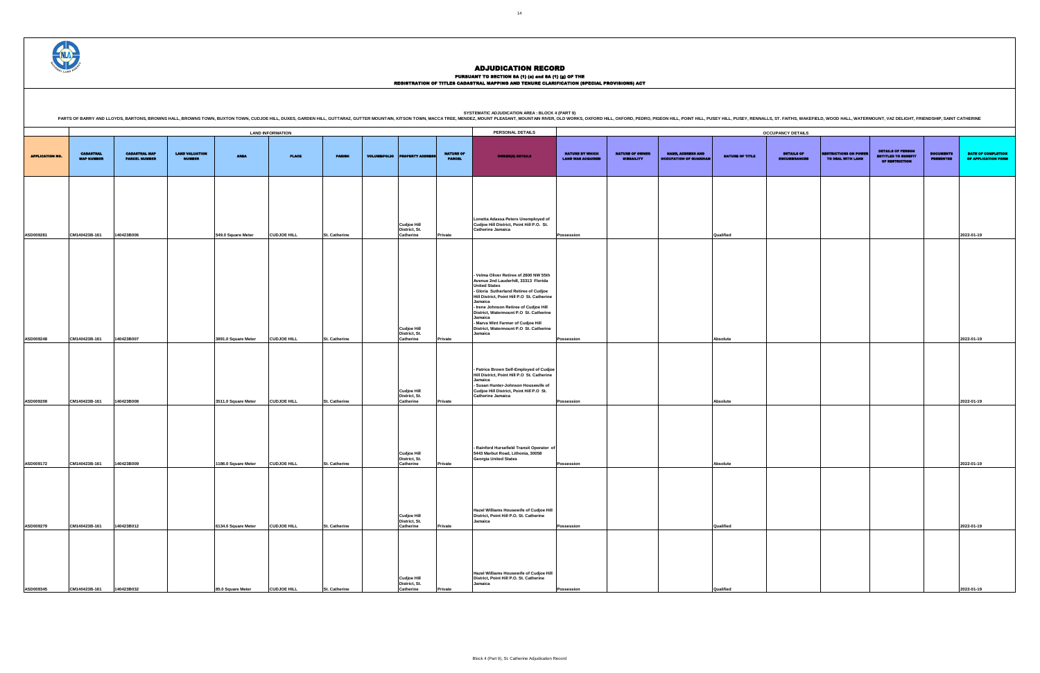# ADJUDICATION RECORD

**PURSUANT TO SECTION 8A (1) (e) and 8A (1) (g) OF THE**
**REGISTRATION OF TITLES CADASTRAL MAPPING AND TENURE CLARIFICATION (SPECIAL PROVISIONS) ACT**

**SYSTEMATIC ADJUDICATION AREA : BLOCK 4 (PART 9)**

PARTS OF BARRY AND LLOYDS, BARTONS, BROWNS HALL, BROWNS TOWN, BUXTON TOWN, CUDJOE HILL, DUXES, GARDEN HILL, GUTTARAZ, GUTTER MOUNTAIN, KITSON TOWN, MACCA TREE, MENDEZ, MOUNT PLEASANT, MOUNTAIN RIVER, OLD WORKS, OXFORD HILL, OXFORD, PEDRO, PIGEON HILL, POINT HILL, PUSEY HILL, PUSEY, RENNALLS, ST. FAITHS, WAKEFIELD, WOOD HALL, WATERMOUNT, VAZ DELIGHT, FRIENDSHIP, SAINT CATHERINE

| | LAND INFORMATION | | | | | | | | | PERSONAL DETAILS | OCCUPANCY DETAILS | | | | | | | | | |
|---|---|---|---|---|---|---|---|---|---|---|---|---|---|---|---|---|---|---|---|---|
| APPLICATION NO. | CADASTRAL MAP NUMBER | CADASTRAL MAP PARCEL NUMBER | LAND VALUATION NUMBER | AREA | PLACE | PARISH | VOLUME/FOLIO | PROPERTY ADDRESS | NATURE OF PARCEL | OWNER(S) DETAILS | NATURE BY WHICH LAND WAS ACQUIRED | NATURE OF OWNER DISBAILITY | NAME, ADDRESS AND OCCUPATION OF GUARDIAN | NATURE OF TITLE | DETAILS OF ENCUMBRANCES | RESTRICTIONS ON POWER TO DEAL WITH LAND | DETAILS OF PERSON ENTITLED TO BENEFIT OF RESTRICTION | DOCUMENTS PRESENTED | DATE OF COMPLETION OF APPLICATION FORM |
| ASD009281 | CM140423B-161 | 140423B006 | | 549.0 Square Meter | CUDJOE HILL | St. Catherine | | Cudjoe Hill District, St. Catherine | Private | Lonetta Adassa Peters Unemployed of Cudjoe Hill District, Point Hill P.O. St. Catherine Jamaica | Possession | | | Qualified | | | | | 2022-01-19 |
| ASD009248 | CM140423B-161 | 140423B007 | | 3891.0 Square Meter | CUDJOE HILL | St. Catherine | | Cudjoe Hill District, St. Catherine | Private | - Velma Oliver Retiree of 2800 NW 55th Avenue 2nd Lauderhill, 33313 Florida United States<br>- Gloria Sutherland Retiree of Cudjoe Hill District, Point Hill P.O St. Catherine Jamaica<br>- Irene Johnson Retiree of Cudjoe Hill District, Watermount P.O St. Catherine Jamaica<br>- Marva Wint Farmer of Cudjoe Hill District, Watermount P.O St. Catherine Jamaica | Possession | | | Absolute | | | | | 2022-01-19 |
| ASD009208 | CM140423B-161 | 140423B008 | | 3511.0 Square Meter | CUDJOE HILL | St. Catherine | | Cudjoe Hill District, St. Catherine | Private | - Patrice Brown Self-Employed of Cudjoe Hill District, Point Hill P.O St. Catherine Jamaica<br>- Susan Hunter-Johnson Housewife of Cudjoe Hill District, Point Hill P.O St. Catherine Jamaica | Possession | | | Absolute | | | | | 2022-01-19 |
| ASD009172 | CM140423B-161 | 140423B009 | | 1186.0 Square Meter | CUDJOE HILL | St. Catherine | | Cudjoe Hill District, St. Catherine | Private | - Rainford Hursefield Transit Operator of 5443 Marbut Road, Lithonia, 30058 Georgia United States | Possession | | | Absolute | | | | | 2022-01-19 |
| ASD009279 | CM140423B-161 | 140423B012 | | 6134.0 Square Meter | CUDJOE HILL | St. Catherine | | Cudjoe Hill District, St. Catherine | Private | Hazel Williams Housewife of Cudjoe Hill District, Point Hill P.O. St. Catherine Jamaica | Possession | | | Qualified | | | | | 2022-01-19 |
| ASD009345 | CM140423B-161 | 140423B032 | | 85.0 Square Meter | CUDJOE HILL | St. Catherine | | Cudjoe Hill District, St. Catherine | Private | Hazel Williams Housewife of Cudjoe Hill District, Point Hill P.O. St. Catherine Jamaica | Possession | | | Qualified | | | | | 2022-01-19 |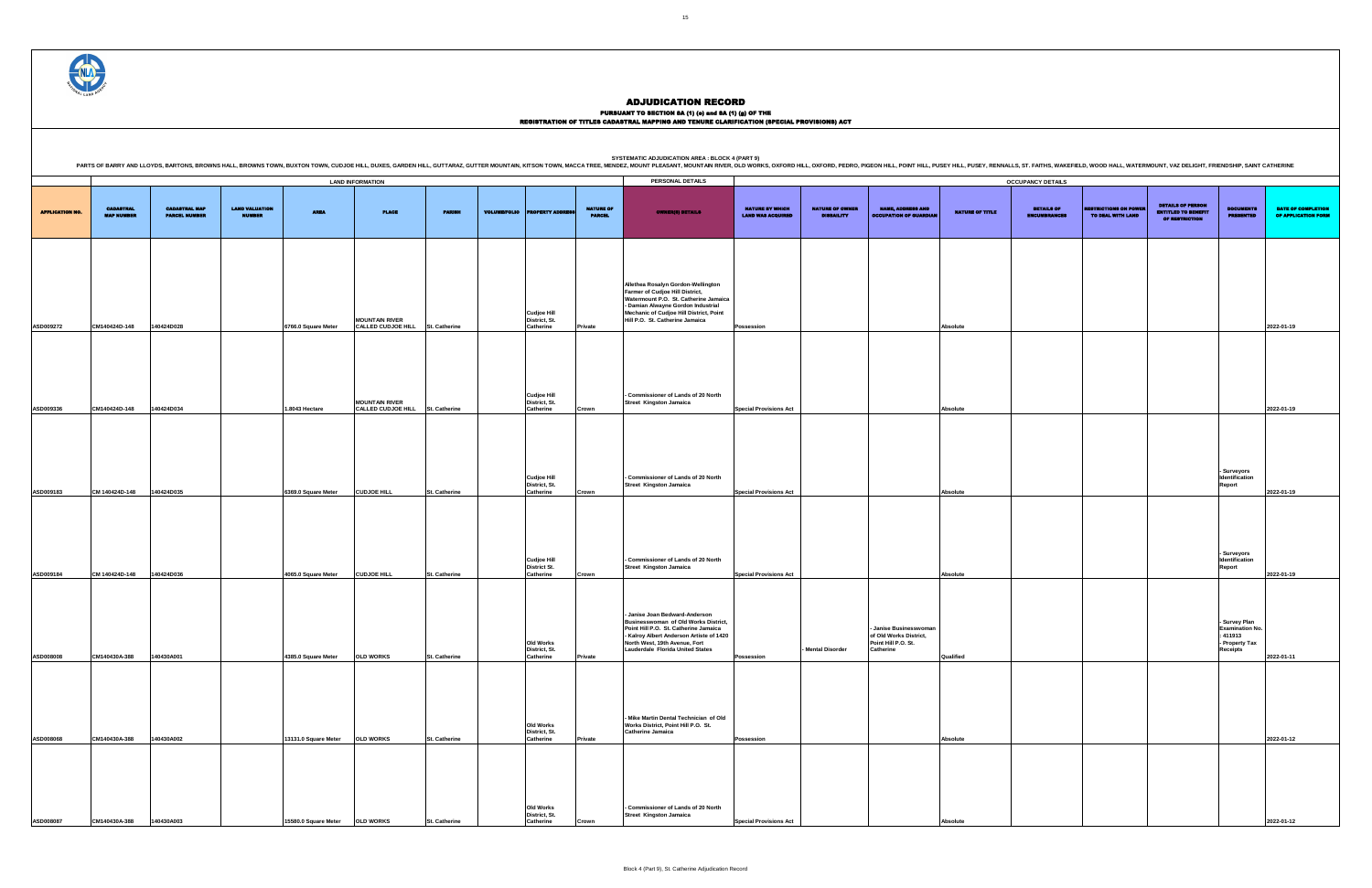# ADJUDICATION RECORD

PURSUANT TO SECTION 8A (1) (e) and 8A (1) (g) OF THE

REGISTRATION OF TITLES CADASTRAL MAPPING AND TENURE CLARIFICATION (SPECIAL PROVISIONS) ACT

SYSTEMATIC ADJUDICATION AREA : BLOCK 4 (PART 9)

PARTS OF BARRY AND LLOYDS, BARTONS, BROWNS HALL, BROWNS TOWN, BUXTON TOWN, CUDJOE HILL, DUXES, GARDEN HILL, GUTTARAZ, GUTTER MOUNTAIN, KITSON TOWN, MACCA TREE, MENDEZ, MOUNT PLEASANT, MOUNTAIN RIVER, OLD WORKS, OXFORD HILL, OXFORD, PEDRO, PIGEON HILL, POINT HILL, PUSEY HILL, PUSEY, RENNALLS, ST. FAITHS, WAKEFIELD, WOOD HALL, WATERMOUNT, VAZ DELIGHT, FRENDSHIP, SAINT CATHERINE

| | LAND INFORMATION | | | | | | | | | PERSONAL DETAILS | OCCUPANCY DETAILS | | | | | | | | | |
|---|---|---|---|---|---|---|---|---|---|---|---|---|---|---|---|---|---|---|---|---|
| APPLICATION NO. | CADASTRAL MAP NUMBER | CADASTRAL MAP PARCEL NUMBER | LAND VALUATION NUMBER | AREA | PLACE | PARISH | VOLUME/FOLIO | PROPERTY ADDRESS | NATURE OF PARCEL | OWNER(S) DETAILS | NATURE BY WHICH LAND WAS ACQUIRED | NATURE OF OWNER DISABILITY | NAME, ADDRESS AND OCCUPATION OF GUARDIAN | NATURE OF TITLE | DETAILS OF ENCUMBRANCES | RESTRICTIONS ON POWER TO DEAL WITH LAND | DETAILS OF PERSON ENTITLED TO BENEFIT OF RESTRICTION | DOCUMENTS PRESENTED | DATE OF COMPLETION OF APPLICATION FORM |
| ASD009272 | CM140424D-148 | 140424D028 | | 6766.0 Square Meter | MOUNTAIN RIVER CALLED CUDJOE HILL | St. Catherine | | Cudjoe Hill District, St. Catherine | Private | Allethea Rosalyn Gordon-Wellington Farmer of Cudjoe Hill District, Watermount P.O. St. Catherine Jamaica - Damian Alwayne Gordon Industrial Mechanic of Cudjoe Hill District, Point Hill P.O. St. Catherine Jamaica | Possession | | | Absolute | | | | | 2022-01-19 |
| ASD009336 | CM140424D-148 | 140424D034 | | 1.8043 Hectare | MOUNTAIN RIVER CALLED CUDJOE HILL | St. Catherine | | Cudjoe Hill District, St. Catherine | Crown | - Commissioner of Lands of 20 North Street Kingston Jamaica | Special Provisions Act | | | Absolute | | | | | 2022-01-19 |
| ASD009183 | CM 140424D-148 | 140424D035 | | 6369.0 Square Meter | CUDJOE HILL | St. Catherine | | Cudjoe Hill District, St. Catherine | Crown | - Commissioner of Lands of 20 North Street Kingston Jamaica | Special Provisions Act | | | Absolute | | | | - Surveyors Identification Report | 2022-01-19 |
| ASD009184 | CM 140424D-148 | 140424D036 | | 4065.0 Square Meter | CUDJOE HILL | St. Catherine | | Cudjoe Hill District St. Catherine | Crown | - Commissioner of Lands of 20 North Street Kingston Jamaica | Special Provisions Act | | | Absolute | | | | - Surveyors Identification Report | 2022-01-19 |
| ASD008008 | CM140430A-388 | 140430A001 | | 4385.0 Square Meter | OLD WORKS | St. Catherine | | Old Works District, St. Catherine | Private | - Janise Joan Bedward-Anderson Businesswoman of Old Works District, Point Hill P.O. St. Catherine Jamaica - Kalroy Albert Anderson Artiste of 1420 North West, 19th Avenue, Fort Lauderdale Florida United States | Possession | - Mental Disorder | - Janise Businesswoman of Old Works District, Point Hill P.O. St. Catherine | Qualified | | | | - Survey Plan Examination No. - 411913 - Property Tax Receipts | 2022-01-11 |
| ASD008068 | CM140430A-388 | 140430A002 | | 13131.0 Square Meter | OLD WORKS | St. Catherine | | Old Works District, St. Catherine | Private | - Mike Martin Dental Technician of Old Works District, Point Hill P.O. St. Catherine Jamaica | Possession | | | Absolute | | | | | 2022-01-12 |
| ASD008087 | CM140430A-388 | 140430A003 | | 15580.0 Square Meter | OLD WORKS | St. Catherine | | Old Works District, St. Catherine | Crown | - Commissioner of Lands of 20 North Street Kingston Jamaica | Special Provisions Act | | | Absolute | | | | | 2022-01-12 |

Block 4 (Part 9), St. Catherine Adjudication Record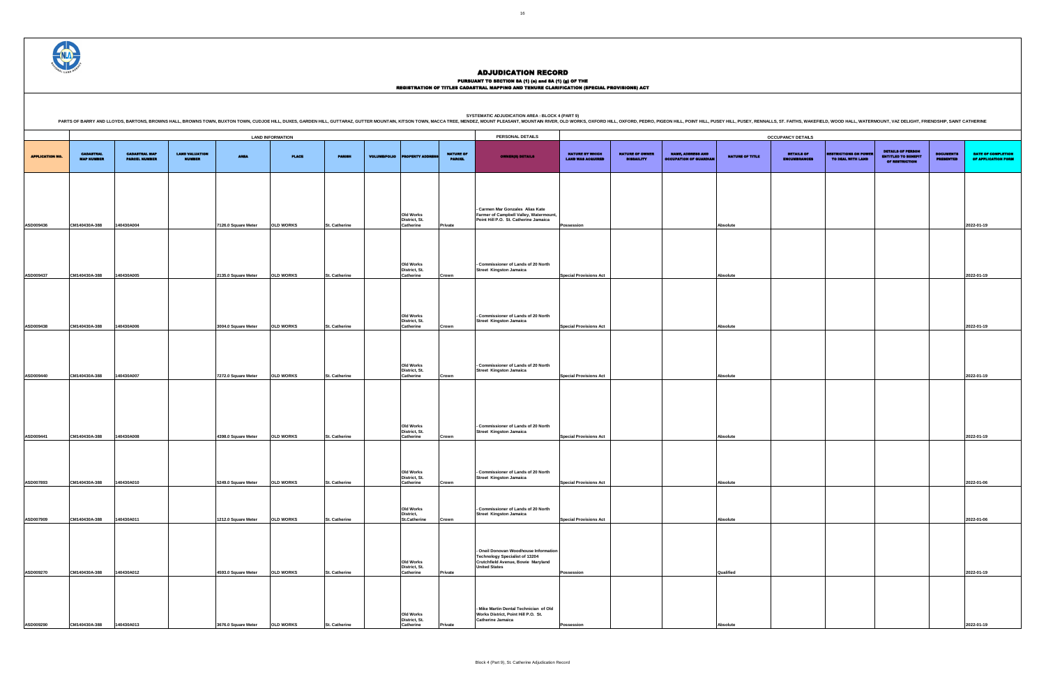# ADJUDICATION RECORD

PURSUANT TO SECTION 8A (1) (a) and 8A (1) (g) OF THE
REGISTRATION OF TITLES CADASTRAL MAPPING AND TENURE CLARIFICATION (SPECIAL PROVISIONS) ACT

SYSTEMATIC ADJUDICATION AREA : BLOCK 4 (PART 9)

PARTS OF BARRY AND LLOYDS, BARTONS, BROWNS HALL, BROWNS TOWN, BUXTON TOWN, CUDJOE HILL, DUXES, GARDEN HILL, GUTTARAZ, GUTTER MOUNTAIN, KITSON TOWN, MACCA TREE, MENDEZ, MOUNT PLEASANT, MOUNTAIN RIVER, OLD WORKS, OXFORD HILL, OXFORD, PEDRO, PIGEON HILL, POINT HILL, PUSEY HILL, PUSEY, RENNALLS, ST. FAITHS, WAKEFIELD, WOOD HALL, WATERMOUNT, VAZ DELIGHT, FRIENDSHIP, SAINT CATHERINE

| | LAND INFORMATION | | | | | | | | | PERSONAL DETAILS | OCCUPANCY DETAILS | | | | | | | | |
|---|---|---|---|---|---|---|---|---|---|---|---|---|---|---|---|---|---|---|---|
| APPLICATION NO. | CADASTRAL MAP NUMBER | CADASTRAL MAP PARCEL NUMBER | LAND VALUATION NUMBER | AREA | PLACE | PARISH | VOLUME/FOLIO | PROPERTY ADDRESS | NATURE OF PARCEL | OWNER(S) DETAILS | NATURE BY WHICH LAND WAS ACQUIRED | NATURE OF OWNER DISABILITY | NAME, ADDRESS AND OCCUPATION OF GUARDIAN | NATURE OF TITLE | DETAILS OF ENCUMBRANCES | RESTRICTIONS ON POWER TO DEAL WITH LAND | DETAILS OF PERSON ENTITLED TO BENEFIT OF RESTRICTION | DOCUMENTS PRESENTED | DATE OF COMPLETION OF APPLICATION FORM |
| ASD009436 | CM140430A-388 | 140430A004 | | 7126.0 Square Meter | OLD WORKS | St. Catherine | | Old Works District, St. Catherine | Private | - Carmen Mar Gonzales Alias Kate Farmer of Campbell Valley, Watermount, Point Hill P.O. St. Catherine Jamaica | Possession | | | Absolute | | | | | 2022-01-19 |
| ASD009437 | CM140430A-388 | 140430A005 | | 2135.0 Square Meter | OLD WORKS | St. Catherine | | Old Works District, St. Catherine | Crown | - Commissioner of Lands of 20 North Street Kingston Jamaica | Special Provisions Act | | | Absolute | | | | | 2022-01-19 |
| ASD009438 | CM140430A-388 | 140430A006 | | 3004.0 Square Meter | OLD WORKS | St. Catherine | | Old Works District, St. Catherine | Crown | - Commissioner of Lands of 20 North Street Kingston Jamaica | Special Provisions Act | | | Absolute | | | | | 2022-01-19 |
| ASD009440 | CM140430A-388 | 140430A007 | | 7272.0 Square Meter | OLD WORKS | St. Catherine | | Old Works District, St. Catherine | Crown | - Commissioner of Lands of 20 North Street Kingston Jamaica | Special Provisions Act | | | Absolute | | | | | 2022-01-19 |
| ASD009441 | CM140430A-388 | 140430A008 | | 4398.0 Square Meter | OLD WORKS | St. Catherine | | Old Works District, St. Catherine | Crown | - Commissioner of Lands of 20 North Street Kingston Jamaica | Special Provisions Act | | | Absolute | | | | | 2022-01-19 |
| ASD007893 | CM140430A-388 | 140430A010 | | 5249.0 Square Meter | OLD WORKS | St. Catherine | | Old Works District, St. Catherine | Crown | - Commissioner of Lands of 20 North Street Kingston Jamaica | Special Provisions Act | | | Absolute | | | | | 2022-01-06 |
| ASD007909 | CM140430A-388 | 140430A011 | | 1212.0 Square Meter | OLD WORKS | St. Catherine | | Old Works District, St.Catherine | Crown | - Commissioner of Lands of 20 North Street Kingston Jamaica | Special Provisions Act | | | Absolute | | | | | 2022-01-06 |
| ASD009270 | CM140430A-388 | 140430A012 | | 4593.0 Square Meter | OLD WORKS | St. Catherine | | Old Works District, St. Catherine | Private | - Oneil Donovan Woodhouse Information Technology Specialist of 13204 Crutchfield Avenue, Bowie Maryland United States | Possession | | | Qualified | | | | | 2022-01-19 |
| ASD009290 | CM140430A-388 | 140430A013 | | 3676.0 Square Meter | OLD WORKS | St. Catherine | | Old Works District, St. Catherine | Private | - Mike Martin Dental Technician of Old Works District, Point Hill P.O. St. Catherine Jamaica | Possession | | | Absolute | | | | | 2022-01-19 |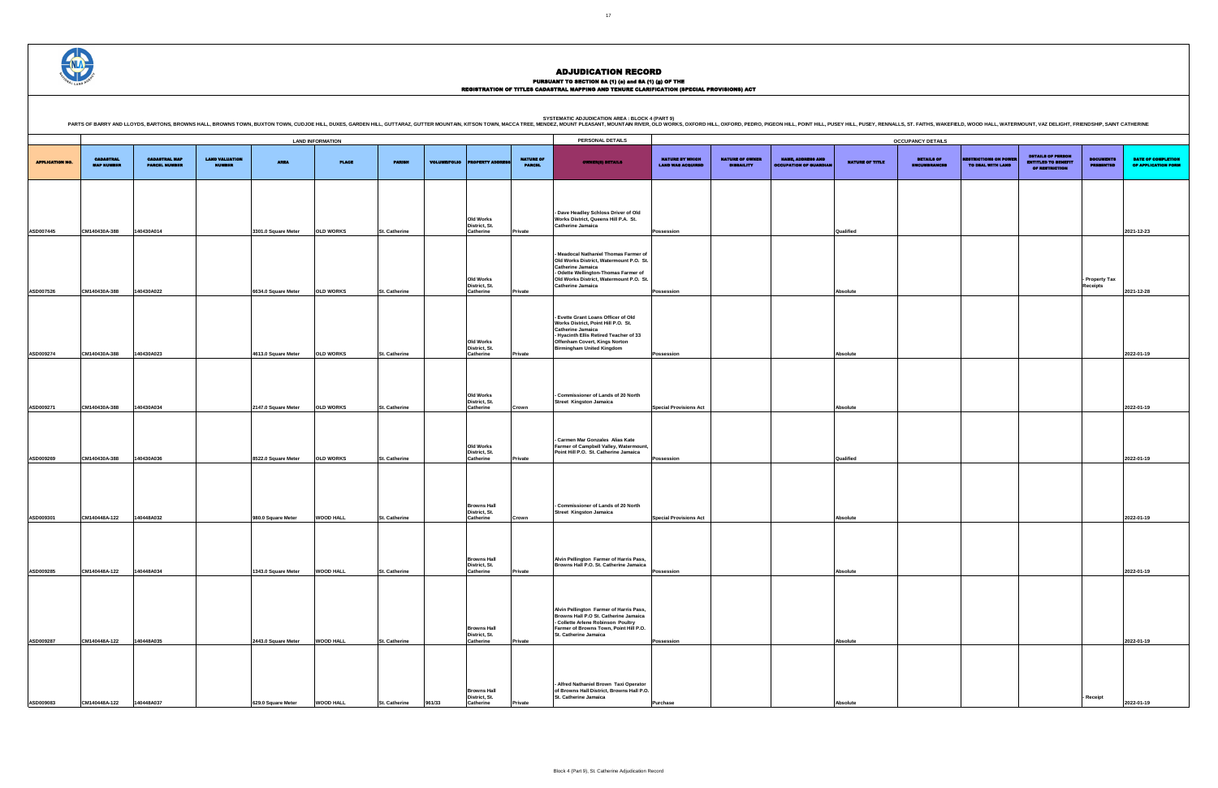# ADJUDICATION RECORD

PURSUANT TO SECTION 8A (1) (a) and 8A (1) (g) OF THE

REGISTRATION OF TITLES CADASTRAL MAPPING AND TENURE CLARIFICATION (SPECIAL PROVISIONS) ACT

SYSTEMATIC ADJUDICATION AREA : BLOCK 4 (PART 9)

PARTS OF BARRY AND LLOYDS, BARTONS, BROWNS HALL, BROWNS TOWN, BUXTON TOWN, CUDJOE HILL, DUXES, GARDEN HILL, GUTTARAZ, GUTTER MOUNTAIN, KITSON TOWN, MACCA TREE, MENDEZ, MOUNT PLEASANT, MOUNTAIN RIVER, OLD WORKS, OXFORD HILL, OXFORD, PEDRO, PIGEON HILL, POINT HILL, PUSEY HILL, PUSEY, RENNALLS, ST. FAITHS, WAKEFIELD, WOOD HALL, WATERMOUNT, VAZ DELIGHT, FRIENDSHIP, SAINT CATHERINE

| | LAND INFORMATION | | | | | | | | | PERSONAL DETAILS | OCCUPANCY DETAILS | | | | | | | | |
|---|---|---|---|---|---|---|---|---|---|---|---|---|---|---|---|---|---|---|---|
| APPLICATION NO. | CADASTRAL MAP NUMBER | CADASTRAL MAP PARCEL NUMBER | LAND VALUATION NUMBER | AREA | PLACE | PARISH | VOLUME/FOLIO | PROPERTY ADDRESS | NATURE OF PARCEL | OWNER(S) DETAILS | NATURE BY WHICH LAND WAS ACQUIRED | NATURE OF OWNER DISBAILITY | NAME, ADDRESS AND OCCUPATION OF GUARDIAN | NATURE OF TITLE | DETAILS OF ENCUMBRANCES | RESTRICTIONS ON POWER TO DEAL WITH LAND | DETAILS OF PERSON ENTITLED TO BENEFIT OF RESTRICTION | DOCUMENTS PRESENTED | DATE OF COMPLETION OF APPLICATION FORM |
| ASD007445 | CM140430A-388 | 140430A014 | | 3301.0 Square Meter | OLD WORKS | St. Catherine | | Old Works District, St. Catherine | Private | - Dave Headley Schloss Driver of Old Works District, Queens Hill P.A. St. Catherine Jamaica | Possession | | | Qualified | | | | | 2021-12-23 |
| ASD007526 | CM140430A-388 | 140430A022 | | 6634.0 Square Meter | OLD WORKS | St. Catherine | | Old Works District, St. Catherine | Private | - Meadocal Nathaniel Thomas Farmer of Old Works District, Watermount P.O. St. Catherine Jamaica<br>- Odette Wellington-Thomas Farmer of Old Works District, Watermount P.O. St. Catherine Jamaica | Possession | | | Absolute | | | | - Property Tax Receipts | 2021-12-28 |
| ASD009274 | CM140430A-388 | 140430A023 | | 4613.0 Square Meter | OLD WORKS | St. Catherine | | Old Works District, St. Catherine | Private | - Evette Grant Loans Officer of Old Works District, Point Hill P.O. St. Catherine Jamaica<br>- Hyacinth Ellis Retired Teacher of 33 Offenham Covert, Kings Norton Birmingham United Kingdom | Possession | | | Absolute | | | | | 2022-01-19 |
| ASD009271 | CM140430A-388 | 140430A034 | | 2147.0 Square Meter | OLD WORKS | St. Catherine | | Old Works District, St. Catherine | Crown | - Commissioner of Lands of 20 North Street Kingston Jamaica | Special Provisions Act | | | Absolute | | | | | 2022-01-19 |
| ASD009269 | CM140430A-388 | 140430A036 | | 8522.0 Square Meter | OLD WORKS | St. Catherine | | Old Works District, St. Catherine | Private | - Carmen Mar Gonzales Alias Kate Farmer of Campbell Valley, Watermount, Point Hill P.O. St. Catherine Jamaica | Possession | | | Qualified | | | | | 2022-01-19 |
| ASD009301 | CM140448A-122 | 140448A032 | | 980.0 Square Meter | WOOD HALL | St. Catherine | | Browns Hall District, St. Catherine | Crown | - Commissioner of Lands of 20 North Street Kingston Jamaica | Special Provisions Act | | | Absolute | | | | | 2022-01-19 |
| ASD009285 | CM140448A-122 | 140448A034 | | 1343.0 Square Meter | WOOD HALL | St. Catherine | | Browns Hall District, St. Catherine | Private | Alvin Pellington Farmer of Harris Pass, Browns Hall P.O. St. Catheine Jamaica | Possession | | | Absolute | | | | | 2022-01-19 |
| ASD009287 | CM140448A-122 | 140448A035 | | 2443.0 Square Meter | WOOD HALL | St. Catherine | | Browns Hall District, St. Catherine | Private | Alvin Pellington Farmer of Harris Pass, Browns Hall P.O St. Catherine Jamaica<br>- Collette Arlene Robinson Poultry Farmer of Browns Town, Point Hill P.O. St. Catherine Jamaica | Possession | | | Absolute | | | | | 2022-01-19 |
| ASD009083 | CM140448A-122 | 140448A037 | | 629.0 Square Meter | WOOD HALL | St. Catherine | 961/33 | Browns Hall District, St. Catherine | Private | - Alfred Nathaniel Brown Taxi Operator of Browns Hall District, Browns Hall P.O. St. Catherine Jamaica | Purchase | | | Absolute | | | | - Receipt | 2022-01-19 |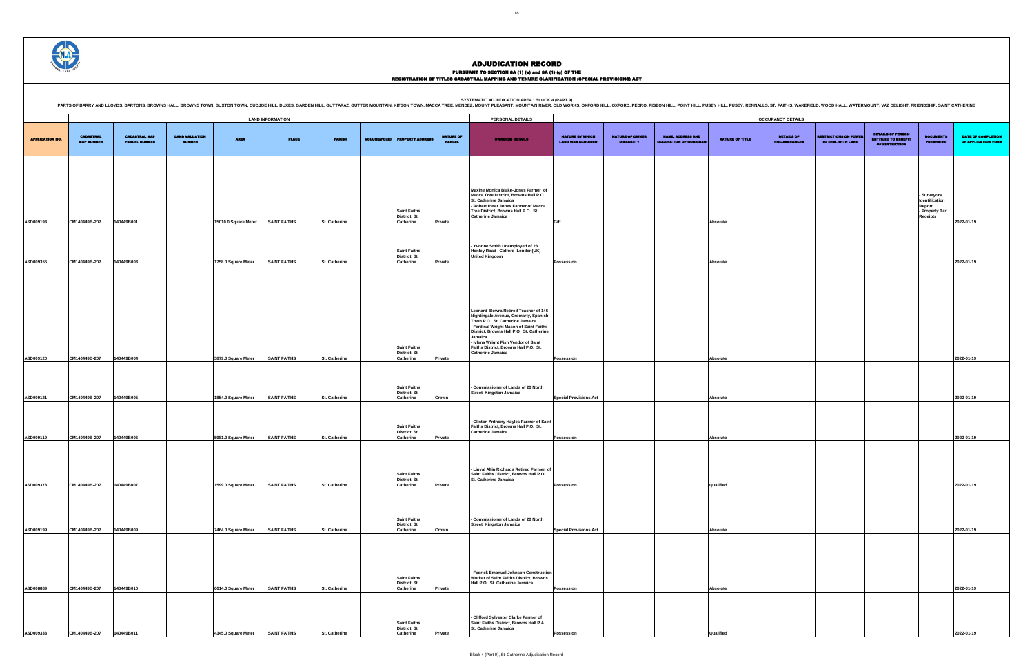# ADJUDICATION RECORD

PURSUANT TO SECTION 8A (1) (e) and 8A (1) (g) OF THE
REGISTRATION OF TITLES CADASTRAL MAPPING AND TENURE CLARIFICATION (SPECIAL PROVISIONS) ACT

SYSTEMATIC ADJUDICATION AREA : BLOCK 4 (PART 9)

PARTS OF BARRY AND LLOYDS, BARTONS, BROWNS HALL, BROWNS TOWN, BUXTON TOWN, CUDJOE HILL, DUKES, GARDEN HILL, GUTTARAZ, GUTTER MOUNTAIN, KITSON TOWN, MACCA TREE, MENDEZ, MOUNT PLEASANT, MOUNTAIN RIVER, OLD WORKS, OXFORD HILL, OXFORD, PEDRO, PIGEON HILL, POINT HILL, PUSEY HILL, PUSEY, RENNALLS, ST. FAITHS, WAKEFIELD, WOOD HALL, WATERMOUNT, VAZ DELIGHT, FRIENDSHIP, SAINT CATHERINE

| | LAND INFORMATION | | | | | | | | | PERSONAL DETAILS | OCCUPANCY DETAILS | | | | | | | | | |
|---|---|---|---|---|---|---|---|---|---|---|---|---|---|---|---|---|---|---|---|---|
| APPLICATION NO. | CADASTRAL MAP NUMBER | CADASTRAL MAP PARCEL NUMBER | LAND VALUATION NUMBER | AREA | PLACE | PARISH | VOLUME/FOLIO | PROPERTY ADDRESS | NATURE OF PARCEL | OWNER(S) DETAILS | NATURE BY WHICH LAND WAS ACQUIRED | NATURE OF OWNER DISABILITY | NAME, ADDRESS AND OCCUPATION OF GUARDIAN | NATURE OF TITLE | DETAILS OF ENCUMBRANCES | RESTRICTIONS ON POWER TO DEAL WITH LAND | DETAILS OF PERSON ENTITLED TO BENEFIT OF RESTRICTION | DOCUMENTS PRESENTED | DATE OF COMPLETION OF APPLICATION FORM |
| ASD009193 | CM140449B-207 | 140449B001 | | 15010.0 Square Meter | SAINT FAITHS | St. Catherine | | Saint Faiths District, St. Catherine | Private | Maxine Monica Blake-Jones Farmer of Macca Tree District, Browns Hall P.O. St. Catherine Jamaica - Robert Peter Jones Farmer of Macca Tree District, Browns Hall P.O. St. Catherine Jamaica | Gift | | | Absolute | | | | - Surveyors Identification Report - Property Tax Receipts | 2022-01-19 |
| ASD009356 | CM140449B-207 | 140449B003 | | 1758.0 Square Meter | SAINT FAITHS | St. Catherine | | Saint Faiths District, St. Catherine | Private | - Yvonne Smith Unemployed of 28 Honley Road , Catford London(UK) United Kingdom | Possession | | | Absolute | | | | | 2022-01-19 |
| ASD009120 | CM140449B-207 | 140449B004 | | 5879.0 Square Meter | SAINT FAITHS | St. Catherine | | Saint Faiths District, St. Catherine | Private | Leonard Bowra Retired Teacher of 146 Nightingale Avenue, Cromarty, Spanish Town P.O. St. Catherine Jamaica - Ferdinal Wright Mason of Saint Faiths District, Browns Hall P.O. St. Catherine Jamaica - Ivlena Wright Fish Vendor of Saint Faiths District, Browns Hall P.O. St. Catherine Jamaica | Possession | | | Absolute | | | | | 2022-01-19 |
| ASD009121 | CM140449B-207 | 140449B005 | | 1854.0 Square Meter | SAINT FAITHS | St. Catherine | | Saint Faiths District, St. Catherine | Crown | - Commissioner of Lands of 20 North Street Kingston Jamaica | Special Provisions Act | | | Absolute | | | | | 2022-01-19 |
| ASD009119 | CM140449B-207 | 140449B006 | | 5981.0 Square Meter | SAINT FAITHS | St. Catherine | | Saint Faiths District, St. Catherine | Private | - Clinton Anthony Hayles Farmer of Saint Faiths District, Browns Hall P.O. St. Catherine Jamaica | Possession | | | Absolute | | | | | 2022-01-19 |
| ASD009378 | CM140449B-207 | 140449B007 | | 1599.0 Square Meter | SAINT FAITHS | St. Catherine | | Saint Faiths District, St. Catherine | Private | - Linval Altin Richards Retired Farmer of Saint Faiths District, Browns Hall P.O. St. Catherine Jamaica | Possession | | | Qualified | | | | | 2022-01-19 |
| ASD009199 | CM140449B-207 | 140449B009 | | 7464.0 Square Meter | SAINT FAITHS | St. Catherine | | Saint Faiths District, St. Catherine | Crown | - Commissioner of Lands of 20 North Street Kingston Jamaica | Special Provisions Act | | | Absolute | | | | | 2022-01-19 |
| ASD008889 | CM140449B-207 | 140449B010 | | 6614.0 Square Meter | SAINT FAITHS | St. Catherine | | Saint Faiths District, St. Catherine | Private | - Fedrick Emanuel Johnson Construction Worker of Saint Faiths District, Browns Hall P.O. St. Catherine Jamaica | Possession | | | Absolute | | | | | 2022-01-19 |
| ASD009333 | CM140449B-207 | 140449B011 | | 4345.0 Square Meter | SAINT FAITHS | St. Catherine | | Saint Faiths District, St. Catherine | Private | - Clifford Sylvester Clarke Farmer of Saint Faiths District, Browns Hall P.A. St. Catherine Jamaica | Possession | | | Qualified | | | | | 2022-01-19 |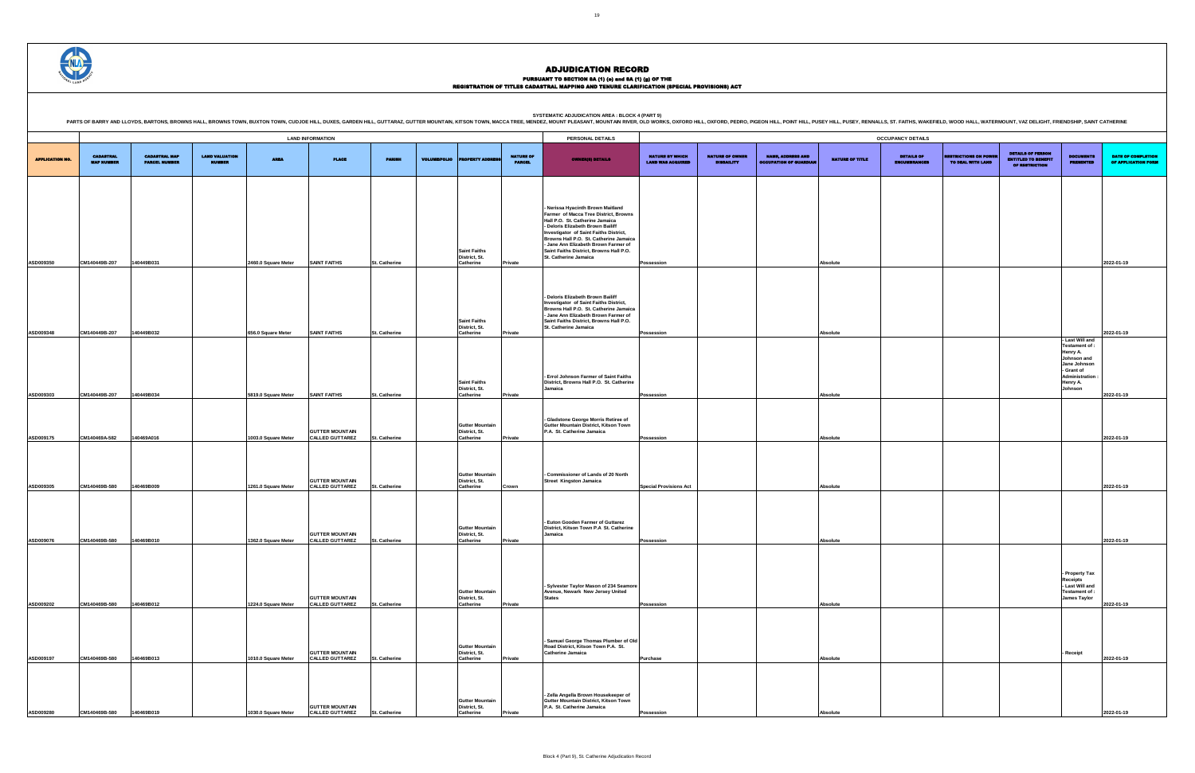# ADJUDICATION RECORD

PURSUANT TO SECTION 8A (1) (e) and 8A (1) (g) OF THE

REGISTRATION OF TITLES CADASTRAL MAPPING AND TENURE CLARIFICATION (SPECIAL PROVISIONS) ACT

SYSTEMATIC ADJUDICATION AREA : BLOCK 4 (PART 9)

PARTS OF BARRY AND LLOYDS, BARTONS, BROWNS HALL, BROWNS TOWN, BUXTON TOWN, CUDJOE HILL, DUKES, GARDEN HILL, GUTTARAZ, GUTTER MOUNTAIN, KITSON TOWN, MACCA TREE, MENDEZ, MOUNT PLEASANT, MOUNTAIN RIVER, OLD WORKS, OXFORD HILL, OXFORD, PEDRO, PIGEON HILL, POINT HILL, PUSEY HILL, PUSEY, RENNALLS, ST. FAITHS, WAKEFIELD, WOOD HALL, WATERMOUNT, VAZ DELIGHT, FRIENDSHIP, SAINT CATHERINE

| | LAND INFORMATION | | | | | | | | | PERSONAL DETAILS | OCCUPANCY DETAILS | | | | | | | | | |
|---|---|---|---|---|---|---|---|---|---|---|---|---|---|---|---|---|---|---|---|---|
| APPLICATION NO. | CADASTRAL MAP NUMBER | CADASTRAL MAP PARCEL NUMBER | LAND VALUATION NUMBER | AREA | PLACE | PARISH | VOLUME/FOLIO | PROPERTY ADDRESS | NATURE OF PARCEL | OWNER(S) DETAILS | NATURE BY WHICH LAND WAS ACQUIRED | NATURE OF OWNER DISABILITY | NAME, ADDRESS AND OCCUPATION OF GUARDIAN | NATURE OF TITLE | DETAILS OF ENCUMBRANCES | RESTRICTIONS ON POWER TO DEAL WITH LAND | DETAILS OF PERSON ENTITLED TO BENEFIT OF RESTRICTION | DOCUMENTS PRESENTED | DATE OF COMPLETION OF APPLICATION FORM |
| ASD009350 | CM140449B-207 | 140449B031 | | 2460.0 Square Meter | SAINT FAITHS | St. Catherine | | Saint Faiths District, St. Catherine | Private | - Nerissa Hyacinth Brown Maitland Farmer of Macca Tree District, Browns Hall P.O. St. Catherine Jamaica<br>- Deloris Elizabeth Brown Bailiff Investigator of Saint Faiths District, Browns Hall P.O. St. Catherine Jamaica<br>- Jane Ann Elizabeth Brown Farmer of Saint Faiths District, Browns Hall P.O. St. Catherine Jamaica | Possession | | | Absolute | | | | | 2022-01-19 |
| ASD009348 | CM140449B-207 | 140449B032 | | 656.0 Square Meter | SAINT FAITHS | St. Catherine | | Saint Faiths District, St. Catherine | Private | - Deloris Elizabeth Brown Bailiff Investigator of Saint Faiths District, Browns Hall P.O. St. Catherine Jamaica<br>- Jane Ann Elizabeth Brown Farmer of Saint Faiths District, Browns Hall P.O. St. Catherine Jamaica | Possession | | | Absolute | | | | | 2022-01-19 |
| ASD009303 | CM140449B-207 | 140449B034 | | 5819.0 Square Meter | SAINT FAITHS | St. Catherine | | Saint Faiths District, St. Catherine | Private | - Errol Johnson Farmer of Saint Faiths District, Browns Hall P.O. St. Catherine Jamaica | Possession | | | Absolute | | | | - Last Will and Testament of : Henry A. Johnson and Jane Johnson<br>- Grant of Administration : Henry A. Johnson | 2022-01-19 |
| ASD009175 | CM140469A-582 | 140469A016 | | 1003.0 Square Meter | GUTTER MOUNTAIN CALLED GUTTAREZ | St. Catherine | | Gutter Mountain District, St. Catherine | Private | - Gladstone George Morris Retiree of Gutter Mountain District, Kitson Town P.A. St. Catherine Jamaica | Possession | | | Absolute | | | | | 2022-01-19 |
| ASD009305 | CM140469B-580 | 140469B009 | | 1261.0 Square Meter | GUTTER MOUNTAIN CALLED GUTTAREZ | St. Catherine | | Gutter Mountain District, St. Catherine | Crown | - Commissioner of Lands of 20 North Street Kingston Jamaica | Special Provisions Act | | | Absolute | | | | | 2022-01-19 |
| ASD009076 | CM140469B-580 | 140469B010 | | 1362.0 Square Meter | GUTTER MOUNTAIN CALLED GUTTAREZ | St. Catherine | | Gutter Mountain District, St. Catherine | Private | - Euton Gooden Farmer of Guttarez District, Kitson Town P.A St. Catherine Jamaica | Possession | | | Absolute | | | | | 2022-01-19 |
| ASD009202 | CM140469B-580 | 140469B012 | | 1224.0 Square Meter | GUTTER MOUNTAIN CALLED GUTTAREZ | St. Catherine | | Gutter Mountain District, St. Catherine | Private | - Sylvester Taylor Mason of 234 Seamore Avenue, Newark New Jersey United States | Possession | | | Absolute | | | | - Property Tax Receipts<br>- Last Will and Testament of : James Taylor | 2022-01-19 |
| ASD009197 | CM140469B-580 | 140469B013 | | 1010.0 Square Meter | GUTTER MOUNTAIN CALLED GUTTAREZ | St. Catherine | | Gutter Mountain District, St. Catherine | Private | - Samuel George Thomas Plumber of Old Road District, Kitson Town P.A. St. Catherine Jamaica | Purchase | | | Absolute | | | | - Receipt | 2022-01-19 |
| ASD009280 | CM140469B-580 | 140469B019 | | 1030.0 Square Meter | GUTTER MOUNTAIN CALLED GUTTAREZ | St. Catherine | | Gutter Mountain District, St. Catherine | Private | - Zella Angella Brown Housekeeper of Gutter Mountain District, Kitson Town P.A. St. Catherine Jamaica | Possession | | | Absolute | | | | | 2022-01-19 |

Block 4 (Part 9), St. Catherine Adjudication Record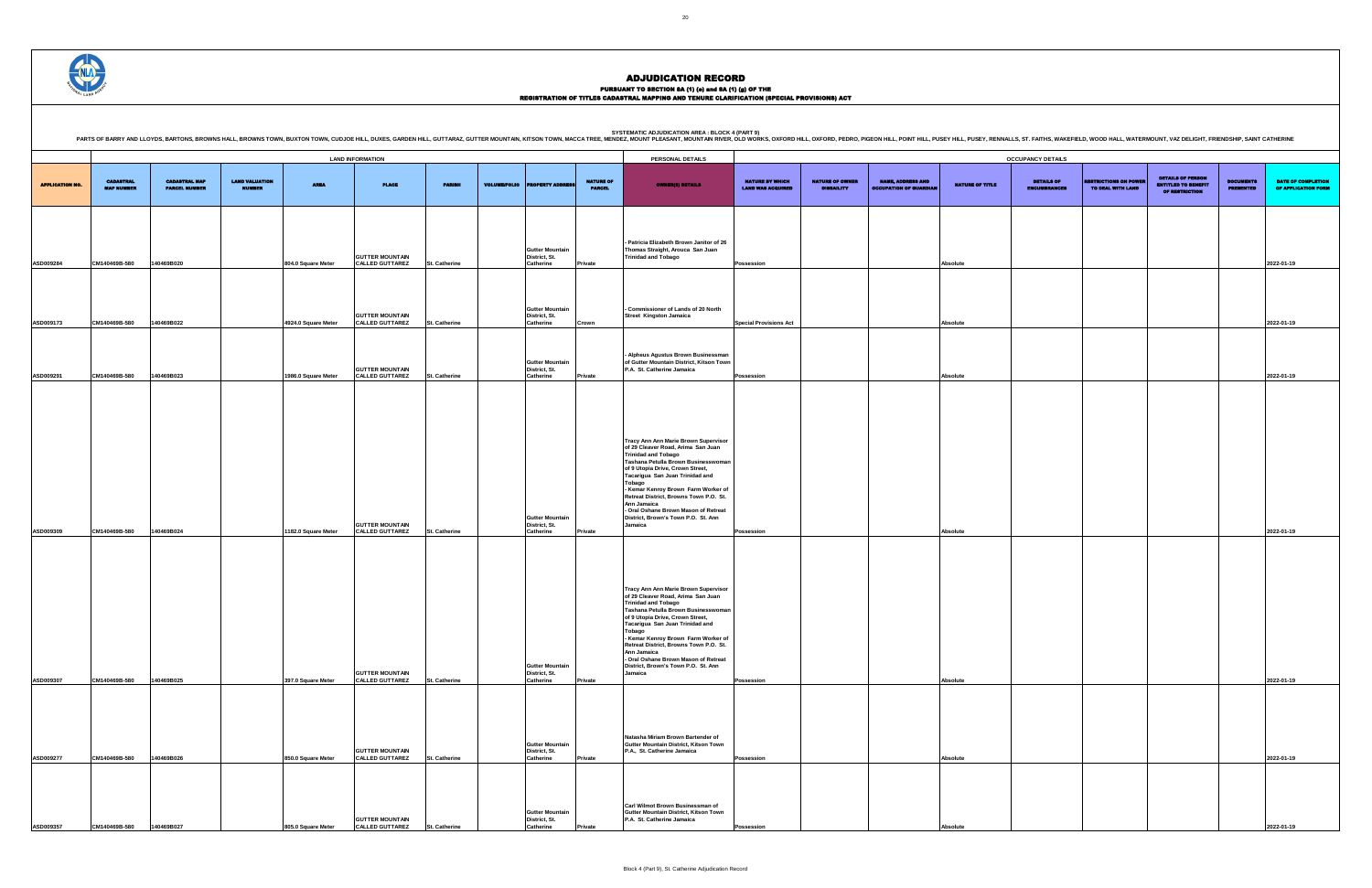# ADJUDICATION RECORD

PURSUANT TO SECTION 8A (1) (e) and 8A (1) (g) OF THE
REGISTRATION OF TITLES CADASTRAL MAPPING AND TENURE CLARIFICATION (SPECIAL PROVISIONS) ACT

SYSTEMATIC ADJUDICATION AREA : BLOCK 4 (PART 9)

PARTS OF BARRY AND LLOYDS, BARTONS, BROWNS HALL, BROWNS TOWN, BUXTON TOWN, CUDJOE HILL, DUXES, GARDEN HILL, GUTTARAZ, GUTTER MOUNTAIN, KITSON TOWN, MACCA TREE, MENDEZ, MOUNT PLEASANT, MOUNTAIN RIVER, OLD WORKS, OXFORD HILL, OXFORD, PEDRO, PIGEON HILL, POINT HILL, PUSEY HILL, PUSEY, RENNALLS, ST. FAITHS, WAKEFIELD, WOOD HALL, WATERMOUNT, VAZ DELIGHT, FRIENDSHIP, SAINT CATHERINE

| | LAND INFORMATION | | | | | | | | | PERSONAL DETAILS | OCCUPANCY DETAILS | | | | | | | | | |
|---|---|---|---|---|---|---|---|---|---|---|---|---|---|---|---|---|---|---|---|---|
| APPLICATION NO. | CADASTRAL MAP NUMBER | CADASTRAL MAP PARCEL NUMBER | LAND VALUATION NUMBER | AREA | PLACE | PARISH | VOLUME/FOLIO | PROPERTY ADDRESS | NATURE OF PARCEL | OWNER(S) DETAILS | NATURE BY WHICH LAND WAS ACQUIRED | NATURE OF OWNER DISABILITY | NAME, ADDRESS AND OCCUPATION OF GUARDIAN | NATURE OF TITLE | DETAILS OF ENCUMBRANCES | RESTRICTIONS ON POWER TO DEAL WITH LAND | DETAILS OF PERSON ENTITLED TO BENEFIT OF RESTRICTION | DOCUMENTS PRESENTED | DATE OF COMPLETION OF APPLICATION FORM |
| ASD009284 | CM140469B-580 | 140469B020 | | 804.0 Square Meter | GUTTER MOUNTAIN CALLED GUTTAREZ | St. Catherine | | Gutter Mountain District, St. Catherine | Private | - Patricia Elizabeth Brown Janitor of 26 Thomas Straight, Arouca San Juan Trinidad and Tobago | Possession | | | Absolute | | | | | 2022-01-19 |
| ASD009173 | CM140469B-580 | 140469B022 | | 4924.0 Square Meter | GUTTER MOUNTAIN CALLED GUTTAREZ | St. Catherine | | Gutter Mountain District, St. Catherine | Crown | - Commissioner of Lands of 20 North Street Kingston Jamaica | Special Provisions Act | | | Absolute | | | | | 2022-01-19 |
| ASD009291 | CM140469B-580 | 140469B023 | | 1986.0 Square Meter | GUTTER MOUNTAIN CALLED GUTTAREZ | St. Catherine | | Gutter Mountain District, St. Catherine | Private | - Alpheus Agustus Brown Businessman of Gutter Mountain District, Kitson Town P.A. St. Catherine Jamaica | Possession | | | Absolute | | | | | 2022-01-19 |
| ASD009309 | CM140469B-580 | 140469B024 | | 1182.0 Square Meter | GUTTER MOUNTAIN CALLED GUTTAREZ | St. Catherine | | Gutter Mountain District, St. Catherine | Private | Tracy Ann Ann Marie Brown Supervisor of 29 Cleaver Road, Arima San Juan Trinidad and Tobago<br>Tashana Petulla Brown Businesswoman of 9 Utopia Drive, Crown Street, Tacarigua San Juan Trinidad and Tobago<br>- Kemar Kenroy Brown Farm Worker of Retreat District, Browns Town P.O. St. Ann Jamaica<br>- Oral Oshane Brown Mason of Retreat District, Brown's Town P.O. St. Ann Jamaica | Possession | | | Absolute | | | | | 2022-01-19 |
| ASD009307 | CM140469B-580 | 140469B025 | | 397.0 Square Meter | GUTTER MOUNTAIN CALLED GUTTAREZ | St. Catherine | | Gutter Mountain District, St. Catherine | Private | Tracy Ann Ann Marie Brown Supervisor of 29 Cleaver Road, Arima San Juan Trinidad and Tobago<br>Tashana Petulla Brown Businesswoman of 9 Utopia Drive, Crown Street, Tacarigua San Juan Trinidad and Tobago<br>- Kemar Kenroy Brown Farm Worker of Retreat District, Browns Town P.O. St. Ann Jamaica<br>- Oral Oshane Brown Mason of Retreat District, Brown's Town P.O. St. Ann Jamaica | Possession | | | Absolute | | | | | 2022-01-19 |
| ASD009277 | CM140469B-580 | 140469B026 | | 850.0 Square Meter | GUTTER MOUNTAIN CALLED GUTTAREZ | St. Catherine | | Gutter Mountain District, St. Catherine | Private | Natasha Miriam Brown Bartender of Gutter Mountain District, Kitson Town P.A., St. Catherine Jamaica | Possession | | | Absolute | | | | | 2022-01-19 |
| ASD009357 | CM140469B-580 | 140469B027 | | 805.0 Square Meter | GUTTER MOUNTAIN CALLED GUTTAREZ | St. Catherine | | Gutter Mountain District, St. Catherine | Private | Carl Wilmot Brown Businessman of Gutter Mountain District, Kitson Town P.A. St. Catherine Jamaica | Possession | | | Absolute | | | | | 2022-01-19 |

Block 4 (Part 9), St. Catherine Adjudication Record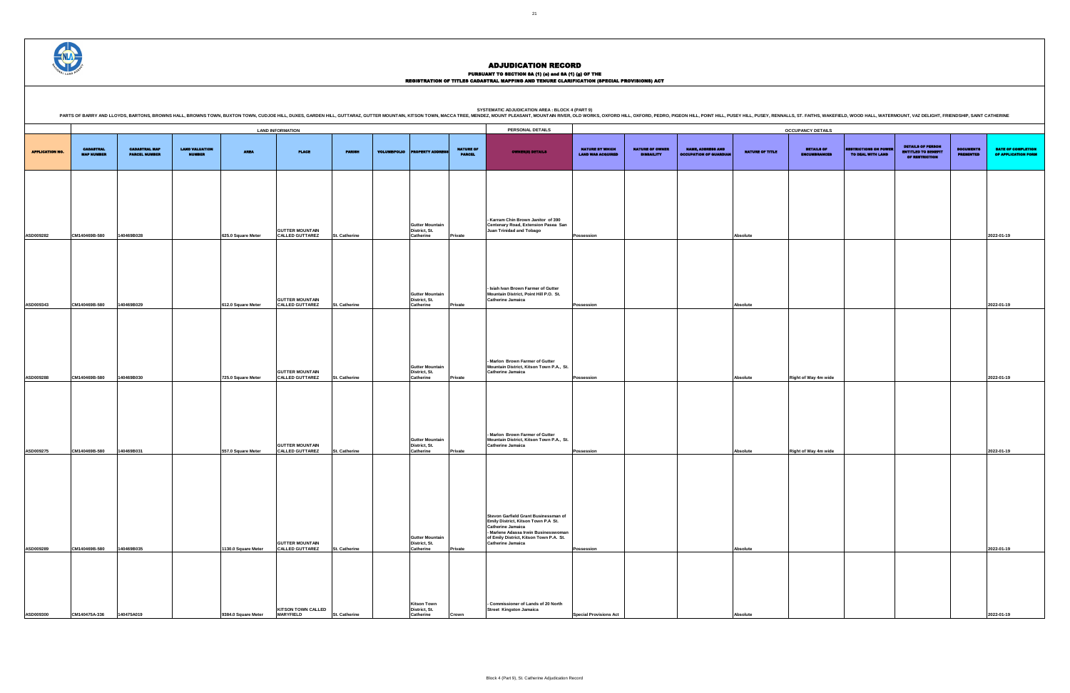# ADJUDICATION RECORD

PURSUANT TO SECTION 8A (1) (e) and 8A (1) (g) OF THE
REGISTRATION OF TITLES CADASTRAL MAPPING AND TENURE CLARIFICATION (SPECIAL PROVISIONS) ACT

SYSTEMATIC ADJUDICATION AREA : BLOCK 4 (PART 9)

PARTS OF BARRY AND LLOYDS, BARTONS, BROWNS HALL, BROWNS TOWN, BUXTON TOWN, CUDJOE HILL, DUXES, GARDEN HILL, GUTTARAZ, GUTTER MOUNTAIN, KITSON TOWN, MACCA TREE, MENDEZ, MOUNT PLEASANT, MOUNTAIN RIVER, OLD WORKS, OXFORD HILL, OXFORD, PEDRO, PIGEON HILL, POINT HILL, PUSEY HILL, PUSEY, RENNALLS, ST. FAITHS, WAKEFIELD, WOOD HALL, WATERMOUNT, VAZ DELIGHT, FRIENDSHIP, SAINT CATHERINE

| | LAND INFORMATION | | | | | | | | | PERSONAL DETAILS | OCCUPANCY DETAILS | | | | | | | | | |
|---|---|---|---|---|---|---|---|---|---|---|---|---|---|---|---|---|---|---|---|---|
| APPLICATION NO. | CADASTRAL MAP NUMBER | CADASTRAL MAP PARCEL NUMBER | LAND VALUATION NUMBER | AREA | PLACE | PARISH | VOLUME/FOLIO | PROPERTY ADDRESS | NATURE OF PARCEL | OWNER(S) DETAILS | NATURE BY WHICH LAND WAS ACQUIRED | NATURE OF OWNER DISABILITY | NAME, ADDRESS AND OCCUPATION OF GUARDIAN | NATURE OF TITLE | DETAILS OF ENCUMBRANCES | RESTRICTIONS ON POWER TO DEAL WITH LAND | DETAILS OF PERSON ENTITLED TO BENEFIT OF RESTRICTION | DOCUMENTS PRESENTED | DATE OF COMPLETION OF APPLICATION FORM |
| ASD009282 | CM140469B-580 | 140469B028 | | 625.0 Square Meter | GUTTER MOUNTAIN CALLED GUTTAREZ | St. Catherine | | Gutter Mountain District, St. Catherine | Private | - Karram Chin Brown Janitor of 390 Centenary Road, Extension Pasea San Juan Trinidad and Tobago | Possession | | | Absolute | | | | | 2022-01-19 |
| ASD009343 | CM140469B-580 | 140469B029 | | 612.0 Square Meter | GUTTER MOUNTAIN CALLED GUTTAREZ | St. Catherine | | Gutter Mountain District, St. Catherine | Private | - Isiah Ivan Brown Farmer of Gutter Mountain District, Point Hill P.O. St. Catherine Jamaica | Possession | | | Absolute | | | | | 2022-01-19 |
| ASD009288 | CM140469B-580 | 140469B030 | | 725.0 Square Meter | GUTTER MOUNTAIN CALLED GUTTAREZ | St. Catherine | | Gutter Mountain District, St. Catherine | Private | - Marlon Brown Farmer of Gutter Mountain District, Kitson Town P.A., St. Catherine Jamaica | Possession | | | Absolute | Right of Way 4m wide | | | | 2022-01-19 |
| ASD009275 | CM140469B-580 | 140469B031 | | 557.0 Square Meter | GUTTER MOUNTAIN CALLED GUTTAREZ | St. Catherine | | Gutter Mountain District, St. Catherine | Private | - Marlon Brown Farmer of Gutter Mountain District, Kitson Town P.A., St. Catherine Jamaica | Possession | | | Absolute | Right of Way 4m wide | | | | 2022-01-19 |
| ASD009289 | CM140469B-580 | 140469B035 | | 1130.0 Square Meter | GUTTER MOUNTAIN CALLED GUTTAREZ | St. Catherine | | Gutter Mountain District, St. Catherine | Private | Stevon Garfield Grant Businessman of Emily District, Kitson Town P.A St. Catherine Jamaica - Marlene Adassa Irwin Businesswoman of Emily District, Kitson Town P.A. St. Catherine Jamaica | Possession | | | Absolute | | | | | 2022-01-19 |
| ASD009300 | CM140475A-336 | 140475A019 | | 9384.0 Square Meter | KITSON TOWN CALLED MARYFIELD | St. Catherine | | Kitson Town District, St. Catherine | Crown | - Commissioner of Lands of 20 North Street Kingston Jamaica | Special Provisions Act | | | Absolute | | | | | 2022-01-19 |

Block 4 (Part 9), St. Catherine Adjudication Record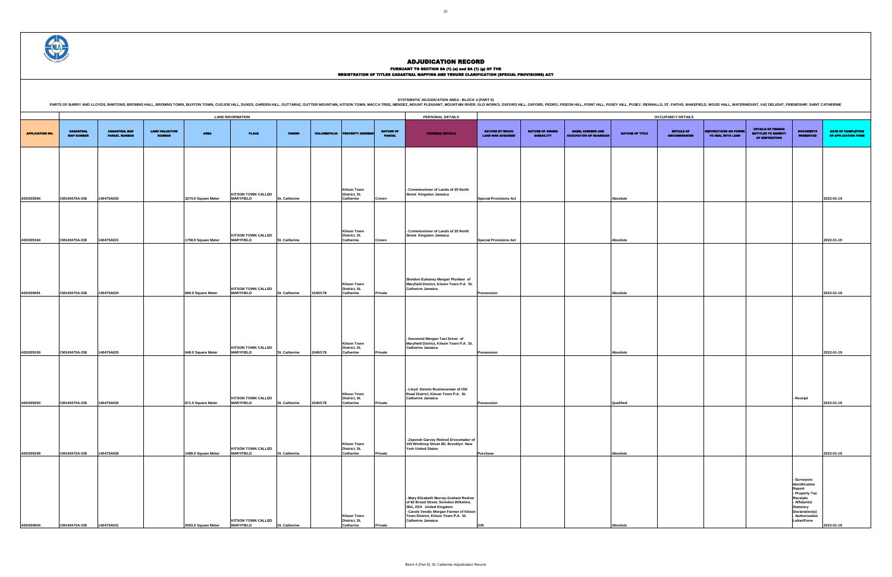# ADJUDICATION RECORD

## PURSUANT TO SECTION 8A (1) (e) and 8A (1) (g) OF THE
## REGISTRATION OF TITLES CADASTRAL MAPPING AND TENURE CLARIFICATION (SPECIAL PROVISIONS) ACT

SYSTEMATIC ADJUDICATION AREA : BLOCK 4 (PART 9)

PARTS OF BARRY AND LLOYDS, BARTONS, BROWNS HALL, BROWNS TOWN, BUXTON TOWN, CUDJOE HILL, DUXES, GARDEN HILL, GUTTARAZ, GUTTER MOUNTAIN, KITSON TOWN, MACCA TREE, MENDEZ, MOUNT PLEASANT, MOUNTAIN RIVER, OLD WORKS, OXFORD HILL, OXFORD, PEDRO, PIGEON HILL, POINT HILL, PUSEY HILL, PUSEY, RENNALLS, ST. FAITHS, WAKEFIELD, WOOD HALL, WATERMOUNT, VAZ DELIGHT, FRIENDSHIP, SAINT CATHERINE

| | LAND INFORMATION | | | | | | | | | PERSONAL DETAILS | OCCUPANCY DETAILS | | | | | | | | |
|---|---|---|---|---|---|---|---|---|---|---|---|---|---|---|---|---|---|---|---|
| APPLICATION NO. | CADASTRAL MAP NUMBER | CADASTRAL MAP PARCEL NUMBER | LAND VALUATION NUMBER | AREA | PLACE | PARISH | VOLUME/FOLIO | PROPERTY ADDRESS | NATURE OF PARCEL | OWNER(S) DETAILS | NATURE BY WHICH LAND WAS ACQUIRED | NATURE OF OWNER DISABILITY | NAME, ADDRESS AND OCCUPATION OF GUARDIAN | NATURE OF TITLE | DETAILS OF ENCUMBRANCES | RESTRICTIONS ON POWER TO DEAL WITH LAND | DETAILS OF PERSON ENTITLED TO BENEFIT OF RESTRICTION | DOCUMENTS PRESENTED | DATE OF COMPLETION OF APPLICATION FORM |
| ASD009394 | CM140475A-336 | 140475A020 | | 3274.0 Square Meter | KITSON TOWN CALLED MARYFIELD | St. Catherine | | Kitson Town District, St. Catherine | Crown | - Commissioner of Lands of 20 North Street Kingston Jamaica | Special Provisions Act | | | Absolute | | | | | 2022-01-19 |
| ASD009164 | CM140475A-336 | 140475A021 | | 1758.0 Square Meter | KITSON TOWN CALLED MARYFIELD | St. Catherine | | Kitson Town District, St. Catherine | Crown | - Commissioner of Lands of 20 North Street Kingston Jamaica | Special Provisions Act | | | Absolute | | | | | 2022-01-19 |
| ASD009081 | CM140475A-336 | 140475A024 | | 689.0 Square Meter | KITSON TOWN CALLED MARYFIELD | St. Catherine | 1040/178 | Kitson Town District, St. Catherine | Private | Sheldon Euhaney Morgan Plumber of Maryfield District, Kitson Town P.A. St. Catherine Jamaica | Possession | | | Absolute | | | | | 2022-01-19 |
| ASD009100 | CM140475A-336 | 140475A025 | | 648.0 Square Meter | KITSON TOWN CALLED MARYFIELD | St. Catherine | 1040/178 | Kitson Town District, St. Catherine | Private | - Desmond Morgan Taxi Driver of Maryfield District, Kitson Town P.A. St. Catherine Jamaica | Possession | | | Absolute | | | | | 2022-01-19 |
| ASD009293 | CM140475A-336 | 140475A026 | | 871.0 Square Meter | KITSON TOWN CALLED MARYFIELD | St. Catherine | 1040/178 | Kitson Town District, St. Catherine | Private | - Lloyd Dennis Businessman of Old Road District, Kitson Town P.A. St. Catherine Jamaica | Possession | | | Qualified | | | | - Receipt | 2022-01-19 |
| ASD009169 | CM140475A-336 | 140475A028 | | 1489.0 Square Meter | KITSON TOWN CALLED MARYFIELD | St. Catherine | | Kitson Town District, St. Catherine | Private | - Zeporah Garvey Retired Dressmaker of 105 Winthrop Street 6D, Brooklyn New York United States | Purchase | | | Absolute | | | | | 2022-01-19 |
| ASD009004 | CM140475A-336 | 140475A031 | | 2063.0 Square Meter | KITSON TOWN CALLED MARYFIELD | St. Catherine | | Kitson Town District, St. Catherine | Private | - Mary Elizabeth Murray-Graham Retiree of 82 Broad Street, Swindon Wiltshire, SN1, 2DX United Kingdom<br>- Carole Vendic Morgan Farmer of Kitson Town District, Kitson Town P.A. St. Catherine Jamaica | Gift | | | Absolute | | | | - Surveyors Identification Report<br>- Property Tax Receipts<br>- Affidavits/ Statutory Declaration(s)<br>- Authorization Letter/Form | 2022-01-19 |

Block 4 (Part 9), St. Catherine Adjudication Record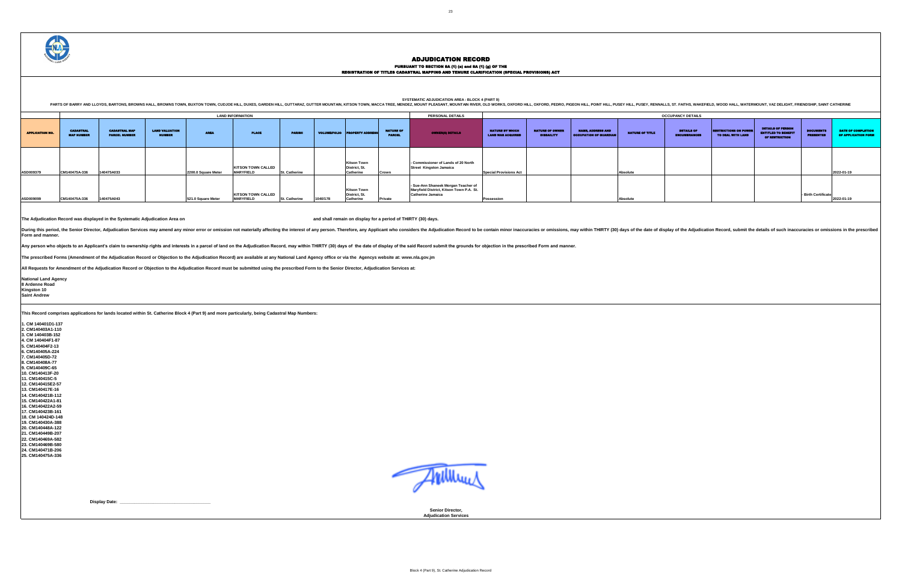# ADJUDICATION RECORD

**PURSUANT TO SECTION 8A (1) (e) and 8A (1) (g) OF THE**
**REGISTRATION OF TITLES CADASTRAL MAPPING AND TENURE CLARIFICATION (SPECIAL PROVISIONS) ACT**

**SYSTEMATIC ADJUDICATION AREA : BLOCK 4 (PART 9)**

PARTS OF BARRY AND LLOYDS, BARTONS, BROWNS HALL, BROWNS TOWN, BUXTON TOWN, CUDJOE HILL, DUXES, GARDEN HILL, GUTTARAZ, GUTTER MOUNTAIN, KITSON TOWN, MACCA TREE, MENDEZ, MOUNT PLEASANT, MOUNTAIN RIVER, OLD WORKS, OXFORD HILL, OXFORD, PEDRO, PIGEON HILL, POINT HILL, PUSEY HILL, PUSEY, RENNALLS, ST. FAITHS, WAKEFIELD, WOOD HALL, WATERMOUNT, VAZ DELIGHT, FRIENDSHIP, SAINT CATHERINE

| | LAND INFORMATION | | | | | | | | | PERSONAL DETAILS | OCCUPANCY DETAILS | | | | | | | | |
|---|---|---|---|---|---|---|---|---|---|---|---|---|---|---|---|---|---|---|---|
| APPLICATION NO. | CADASTRAL MAP NUMBER | CADASTRAL MAP PARCEL NUMBER | LAND VALUATION NUMBER | AREA | PLACE | PARISH | VOLUME/FOLIO | PROPERTY ADDRESS | NATURE OF PARCEL | OWNER(S) DETAILS | NATURE BY WHICH LAND WAS ACQUIRED | NATURE OF OWNER DISBAILITY | NAME, ADDRESS AND OCCUPATION OF GUARDIAN | NATURE OF TITLE | DETAILS OF ENCUMBRANCES | RESTRICTIONS ON POWER TO DEAL WITH LAND | DETAILS OF PERSON ENTITLED TO BENEFIT OF RESTRICTION | DOCUMENTS PRESENTED | DATE OF COMPLETION OF APPLICATION FORM |
| ASD009379 | CM140475A-336 | 140475A033 | | 2200.0 Square Meter | KITSON TOWN CALLED MARYFIELD | St. Catherine | | Kitson Town District, St. Catherine | Crown | - Commissioner of Lands of 20 North Street Kingston Jamaica | Special Provisions Act | | | Absolute | | | | | 2022-01-19 |
| ASD009099 | CM140475A-336 | 140475A043 | | 521.0 Square Meter | KITSON TOWN CALLED MARYFIELD | St. Catherine | 1040/178 | Kitson Town District, St. Catherine | Private | - Sue-Ann Shaneek Morgan Teacher of Maryfield District, Kitson Town P.A. St. Catherine Jamaica | Possession | | | Absolute | | | | - Birth Certificate | 2022-01-19 |

**The Adjudication Record was displayed in the Systematic Adjudication Area on and shall remain on display for a period of THIRTY (30) days.**

**During this period, the Senior Director, Adjudication Services may amend any minor error or omission not materially affecting the interest of any person. Therefore, any Applicant who considers the Adjudication Record to be contain minor inaccuracies or omissions, may within THIRTY (30) days of the date of display of the Adjudication Record, submit the details of such inaccuracies or omissions in the prescribed Form and manner.**

**Any person who objects to an Applicant's claim to ownership rights and interests in a parcel of land on the Adjudication Record, may within THIRTY (30) days of the date of display of the said Record submit the grounds for objection in the prescribed Form and manner.**

**The prescribed Forms (Amendment of the Adjudication Record or Objection to the Adjudication Record) are available at any National Land Agency office or via the Agencys website at: www.nla.gov.jm**

**All Requests for Amendment of the Adjudication Record or Objection to the Adjudication Record must be submitted using the prescribed Form to the Senior Director, Adjudication Services at:**

**National Land Agency**
**8 Ardenne Road**
**Kingston 10**
**Saint Andrew**

**This Record comprises applications for lands located within St. Catherine Block 4 (Part 9) and more particularly, being Cadastral Map Numbers:**

1. CM 140401D1-137
2. CM140403A1-110
3. CM 140403B-152
4. CM 140404F1-87
5. CM140404F2-13
6. CM140405A-224
7. CM140405D-72
8. CM140408A-77
9. CM140409C-65
10. CM140413F-20
11. CM140415C-5
12. CM140415E2-57
13. CM140417E-16
14. CM140421B-112
15. CM140422A1-81
16. CM140422A2-59
17. CM140423B-161
18. CM 140424D-148
19. CM140430A-388
20. CM140448A-122
21. CM140449B-207
22. CM140469A-582
23. CM140469B-580
24. CM140471B-206
25. CM140475A-336

**Display Date:** ______________________

**Senior Director,**
**Adjudication Services**